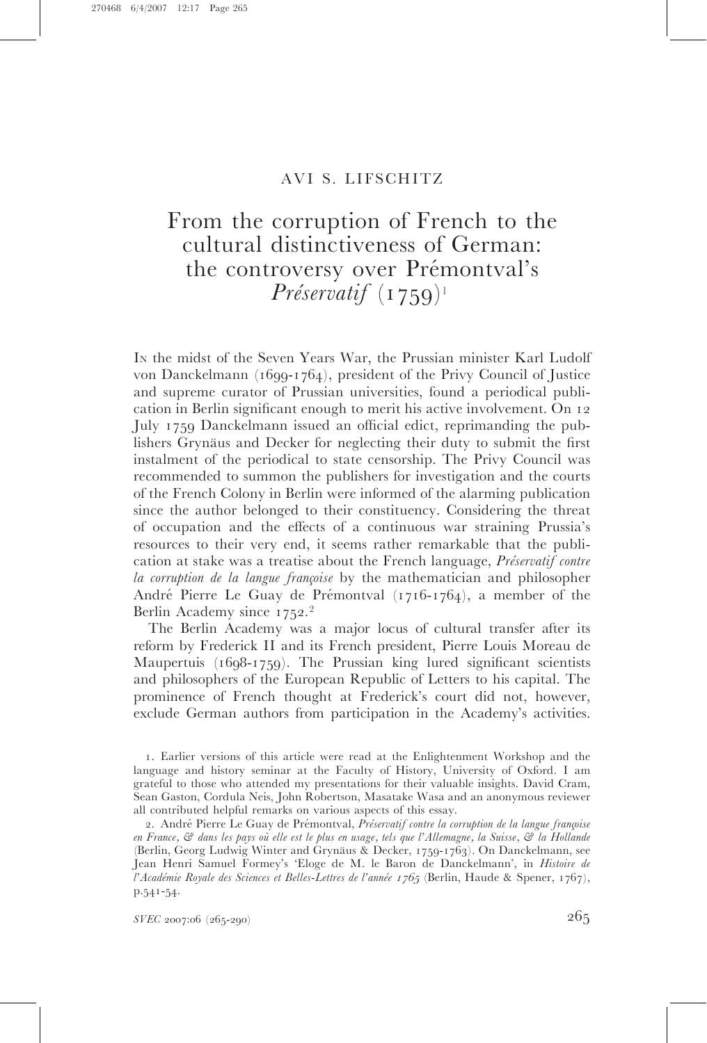## AVI S. LIFSCHITZ

# From the corruption of French to the cultural distinctiveness of German: the controversy over Prémontval's *Préservatif* (1759)[1]

In the midst of the Seven Years War, the Prussian minister Karl Ludolf von Danckelmann (1699-1764), president of the Privy Council of Justice and supreme curator of Prussian universities, found a periodical publication in Berlin significant enough to merit his active involvement. On 12 July 1759 Danckelmann issued an official edict, reprimanding the publishers Grynäus and Decker for neglecting their duty to submit the first instalment of the periodical to state censorship. The Privy Council was recommended to summon the publishers for investigation and the courts of the French Colony in Berlin were informed of the alarming publication since the author belonged to their constituency. Considering the threat of occupation and the effects of a continuous war straining Prussia's resources to their very end, it seems rather remarkable that the publication at stake was a treatise about the French language, *Préservatif contre la corruption de la langue françoise* by the mathematician and philosopher André Pierre Le Guay de Prémontval (1716-1764), a member of the Berlin Academy since 1752.[2]

The Berlin Academy was a major locus of cultural transfer after its reform by Frederick II and its French president, Pierre Louis Moreau de Maupertuis (1698-1759). The Prussian king lured significant scientists and philosophers of the European Republic of Letters to his capital. The prominence of French thought at Frederick's court did not, however, exclude German authors from participation in the Academy's activities.

1. Earlier versions of this article were read at the Enlightenment Workshop and the language and history seminar at the Faculty of History, University of Oxford. I am grateful to those who attended my presentations for their valuable insights. David Cram, Sean Gaston, Cordula Neis, John Robertson, Masatake Wasa and an anonymous reviewer all contributed helpful remarks on various aspects of this essay.

2. André Pierre Le Guay de Prémontval, *Préservatif contre la corruption de la langue françoise en France, & dans les pays où elle est le plus en usage, tels que l'Allemagne, la Suisse, & la Hollande* (Berlin, Georg Ludwig Winter and Grynäus & Decker, 1759-1763). On Danckelmann, see Jean Henri Samuel Formey's 'Eloge de M. le Baron de Danckelmann', in *Histoire de l'Académie Royale des Sciences et Belles-Lettres de l'année 1765* (Berlin, Haude & Spener, 1767), p.541-54.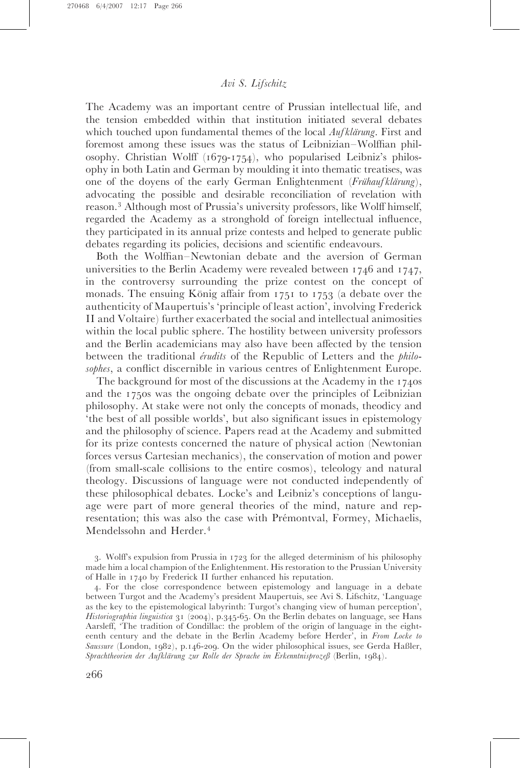The Academy was an important centre of Prussian intellectual life, and the tension embedded within that institution initiated several debates which touched upon fundamental themes of the local *Aufklärung*. First and foremost among these issues was the status of Leibnizian–Wolffian philosophy. Christian Wolff (1679-1754), who popularised Leibniz's philosophy in both Latin and German by moulding it into thematic treatises, was one of the doyens of the early German Enlightenment (*Frühaufklärung*), advocating the possible and desirable reconciliation of revelation with reason.[3] Although most of Prussia's university professors, like Wolff himself, regarded the Academy as a stronghold of foreign intellectual influence, they participated in its annual prize contests and helped to generate public debates regarding its policies, decisions and scientific endeavours.

Both the Wolffian–Newtonian debate and the aversion of German universities to the Berlin Academy were revealed between 1746 and 1747, in the controversy surrounding the prize contest on the concept of monads. The ensuing König affair from 1751 to 1753 (a debate over the authenticity of Maupertuis's 'principle of least action', involving Frederick II and Voltaire) further exacerbated the social and intellectual animosities within the local public sphere. The hostility between university professors and the Berlin academicians may also have been affected by the tension between the traditional *érudits* of the Republic of Letters and the *philosophes*, a conflict discernible in various centres of Enlightenment Europe.

The background for most of the discussions at the Academy in the 1740s and the 1750s was the ongoing debate over the principles of Leibnizian philosophy. At stake were not only the concepts of monads, theodicy and 'the best of all possible worlds', but also significant issues in epistemology and the philosophy of science. Papers read at the Academy and submitted for its prize contests concerned the nature of physical action (Newtonian forces versus Cartesian mechanics), the conservation of motion and power (from small-scale collisions to the entire cosmos), teleology and natural theology. Discussions of language were not conducted independently of these philosophical debates. Locke's and Leibniz's conceptions of language were part of more general theories of the mind, nature and representation; this was also the case with Prémontval, Formey, Michaelis, Mendelssohn and Herder.[4]

3. Wolff's expulsion from Prussia in 1723 for the alleged determinism of his philosophy made him a local champion of the Enlightenment. His restoration to the Prussian University of Halle in 1740 by Frederick II further enhanced his reputation.

4. For the close correspondence between epistemology and language in a debate between Turgot and the Academy's president Maupertuis, see Avi S. Lifschitz, 'Language as the key to the epistemological labyrinth: Turgot's changing view of human perception', *Historiographia linguistica* 31 (2004), p.345-65. On the Berlin debates on language, see Hans Aarsleff, 'The tradition of Condillac: the problem of the origin of language in the eighteenth century and the debate in the Berlin Academy before Herder', in *From Locke to Saussure* (London, 1982), p.146-209. On the wider philosophical issues, see Gerda Haßler, *Sprachtheorien der Aufklärung zur Rolle der Sprache im Erkenntnisprozeß* (Berlin, 1984).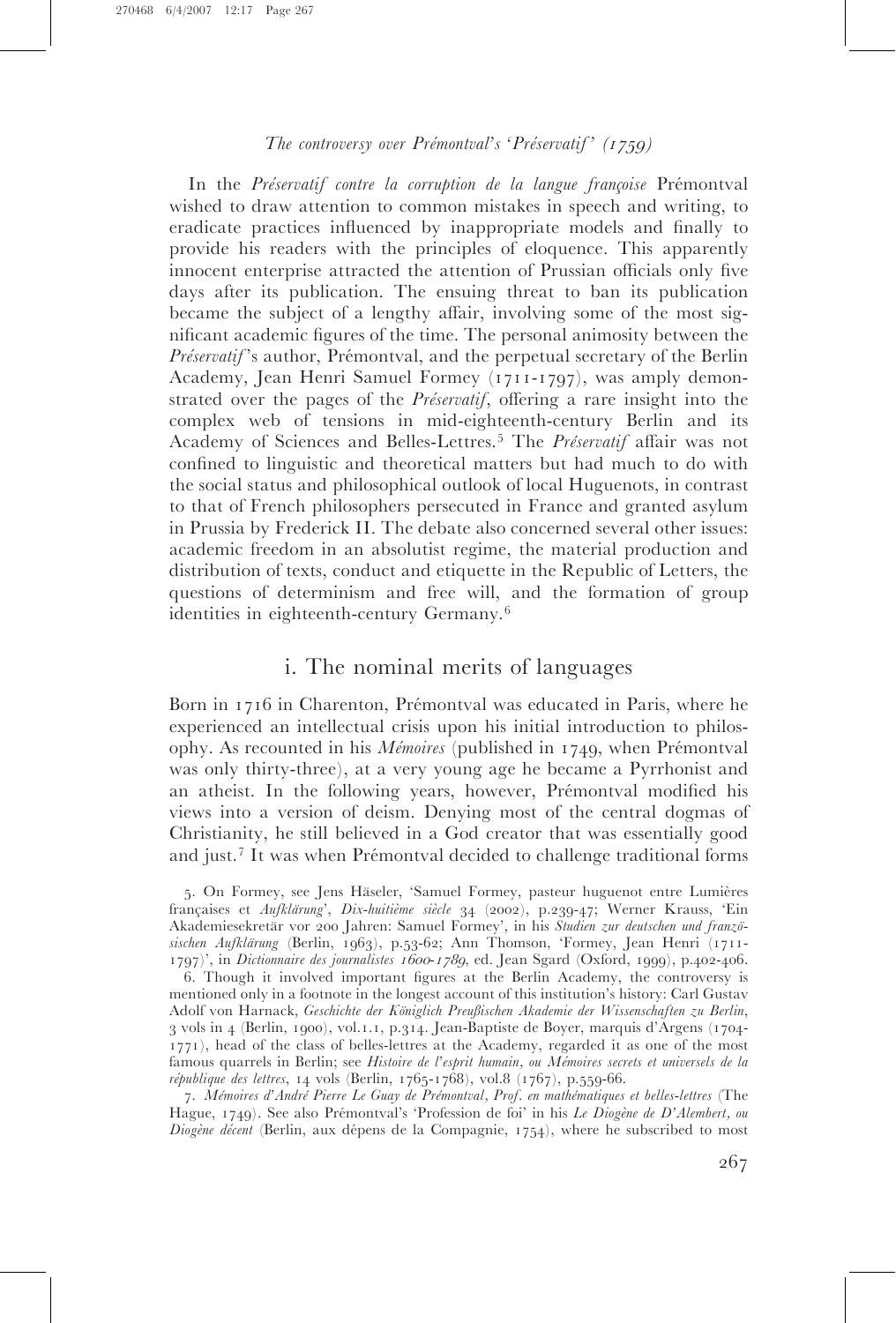*The controversy over Prémontval's 'Préservatif' (1759)*

In the *Préservatif contre la corruption de la langue françoise* Prémontval wished to draw attention to common mistakes in speech and writing, to eradicate practices influenced by inappropriate models and finally to provide his readers with the principles of eloquence. This apparently innocent enterprise attracted the attention of Prussian officials only five days after its publication. The ensuing threat to ban its publication became the subject of a lengthy affair, involving some of the most significant academic figures of the time. The personal animosity between the *Préservatif*'s author, Prémontval, and the perpetual secretary of the Berlin Academy, Jean Henri Samuel Formey (1711-1797), was amply demonstrated over the pages of the *Préservatif*, offering a rare insight into the complex web of tensions in mid-eighteenth-century Berlin and its Academy of Sciences and Belles-Lettres.[5] The *Préservatif* affair was not confined to linguistic and theoretical matters but had much to do with the social status and philosophical outlook of local Huguenots, in contrast to that of French philosophers persecuted in France and granted asylum in Prussia by Frederick II. The debate also concerned several other issues: academic freedom in an absolutist regime, the material production and distribution of texts, conduct and etiquette in the Republic of Letters, the questions of determinism and free will, and the formation of group identities in eighteenth-century Germany.[6]

## i. The nominal merits of languages

Born in 1716 in Charenton, Prémontval was educated in Paris, where he experienced an intellectual crisis upon his initial introduction to philosophy. As recounted in his *Mémoires* (published in 1749, when Prémontval was only thirty-three), at a very young age he became a Pyrrhonist and an atheist. In the following years, however, Prémontval modified his views into a version of deism. Denying most of the central dogmas of Christianity, he still believed in a God creator that was essentially good and just.[7] It was when Prémontval decided to challenge traditional forms

5. On Formey, see Jens Häseler, 'Samuel Formey, pasteur huguenot entre Lumières françaises et *Aufklärung*', *Dix-huitième siècle* 34 (2002), p.239-47; Werner Krauss, 'Ein Akademiesekretär vor 200 Jahren: Samuel Formey', in his *Studien zur deutschen und französischen Aufklärung* (Berlin, 1963), p.53-62; Ann Thomson, 'Formey, Jean Henri (1711-1797)', in *Dictionnaire des journalistes 1600-1789*, ed. Jean Sgard (Oxford, 1999), p.402-406.

6. Though it involved important figures at the Berlin Academy, the controversy is mentioned only in a footnote in the longest account of this institution's history: Carl Gustav Adolf von Harnack, *Geschichte der Königlich Preußischen Akademie der Wissenschaften zu Berlin*, 3 vols in 4 (Berlin, 1900), vol.1.1, p.314. Jean-Baptiste de Boyer, marquis d'Argens (1704-1771), head of the class of belles-lettres at the Academy, regarded it as one of the most famous quarrels in Berlin; see *Histoire de l'esprit humain, ou Mémoires secrets et universels de la république des lettres*, 14 vols (Berlin, 1765-1768), vol.8 (1767), p.559-66.

7. *Mémoires d'André Pierre Le Guay de Prémontval, Prof. en mathématiques et belles-lettres* (The Hague, 1749). See also Prémontval's 'Profession de foi' in his *Le Diogène de D'Alembert, ou Diogène décent* (Berlin, aux dépens de la Compagnie, 1754), where he subscribed to most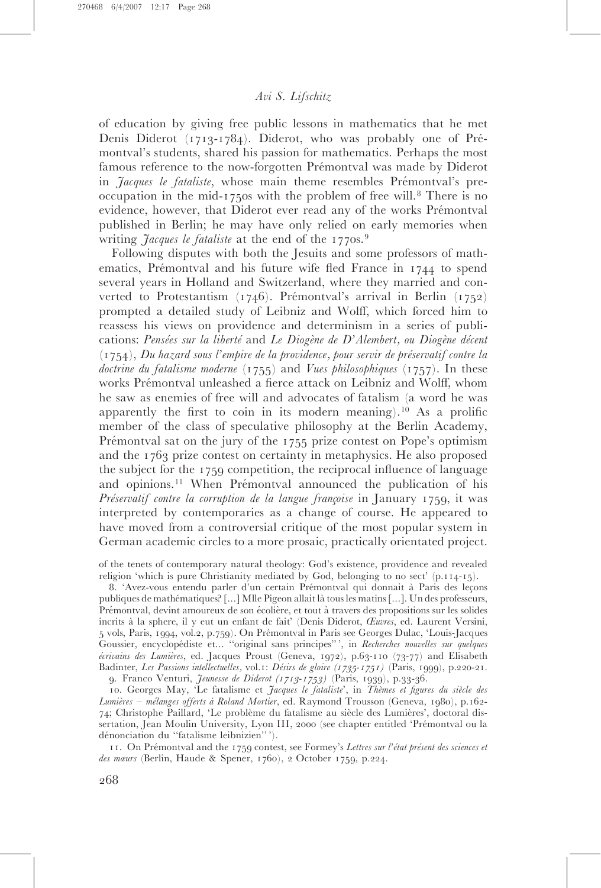of education by giving free public lessons in mathematics that he met Denis Diderot (1713-1784). Diderot, who was probably one of Prémontval's students, shared his passion for mathematics. Perhaps the most famous reference to the now-forgotten Prémontval was made by Diderot in *Jacques le fataliste*, whose main theme resembles Prémontval's preoccupation in the mid-1750s with the problem of free will.[8] There is no evidence, however, that Diderot ever read any of the works Prémontval published in Berlin; he may have only relied on early memories when writing *Jacques le fataliste* at the end of the 1770s.[9]

Following disputes with both the Jesuits and some professors of mathematics, Prémontval and his future wife fled France in 1744 to spend several years in Holland and Switzerland, where they married and converted to Protestantism (1746). Prémontval's arrival in Berlin (1752) prompted a detailed study of Leibniz and Wolff, which forced him to reassess his views on providence and determinism in a series of publications: *Pensées sur la liberté* and *Le Diogène de D'Alembert, ou Diogène décent* (1754), *Du hazard sous l'empire de la providence, pour servir de préservatif contre la doctrine du fatalisme moderne* (1755) and *Vues philosophiques* (1757). In these works Prémontval unleashed a fierce attack on Leibniz and Wolff, whom he saw as enemies of free will and advocates of fatalism (a word he was apparently the first to coin in its modern meaning).[10] As a prolific member of the class of speculative philosophy at the Berlin Academy, Prémontval sat on the jury of the 1755 prize contest on Pope's optimism and the 1763 prize contest on certainty in metaphysics. He also proposed the subject for the 1759 competition, the reciprocal influence of language and opinions.[11] When Prémontval announced the publication of his *Préservatif contre la corruption de la langue françoise* in January 1759, it was interpreted by contemporaries as a change of course. He appeared to have moved from a controversial critique of the most popular system in German academic circles to a more prosaic, practically orientated project.

of the tenets of contemporary natural theology: God's existence, providence and revealed religion 'which is pure Christianity mediated by God, belonging to no sect' (p.114-15).

8. 'Avez-vous entendu parler d'un certain Prémontval qui donnait à Paris des leçons publiques de mathématiques? [...] Mlle Pigeon allait là tous les matins [...]. Un des professeurs, Prémontval, devint amoureux de son écolière, et tout à travers des propositions sur les solides incrits à la sphere, il y eut un enfant de fait' (Denis Diderot, *Œuvres*, ed. Laurent Versini, 5 vols, Paris, 1994, vol.2, p.759). On Prémontval in Paris see Georges Dulac, 'Louis-Jacques Goussier, encyclopédiste et... "original sans principes"', in *Recherches nouvelles sur quelques écrivains des Lumières*, ed. Jacques Proust (Geneva, 1972), p.63-110 (73-77) and Elisabeth Badinter, *Les Passions intellectuelles*, vol.1: *Désirs de gloire (1735-1751)* (Paris, 1999), p.220-21.

9. Franco Venturi, *Jeunesse de Diderot (1713-1753)* (Paris, 1939), p.33-36.

10. Georges May, 'Le fatalisme et *Jacques le fataliste*', in *Thèmes et figures du siècle des Lumières – mélanges offerts à Roland Mortier*, ed. Raymond Trousson (Geneva, 1980), p.162-74; Christophe Paillard, 'Le problème du fatalisme au siècle des Lumières', doctoral dissertation, Jean Moulin University, Lyon III, 2000 (see chapter entitled 'Prémontval ou la dénonciation du "fatalisme leibnizien"').

11. On Prémontval and the 1759 contest, see Formey's *Lettres sur l'état présent des sciences et des mœurs* (Berlin, Haude & Spener, 1760), 2 October 1759, p.224.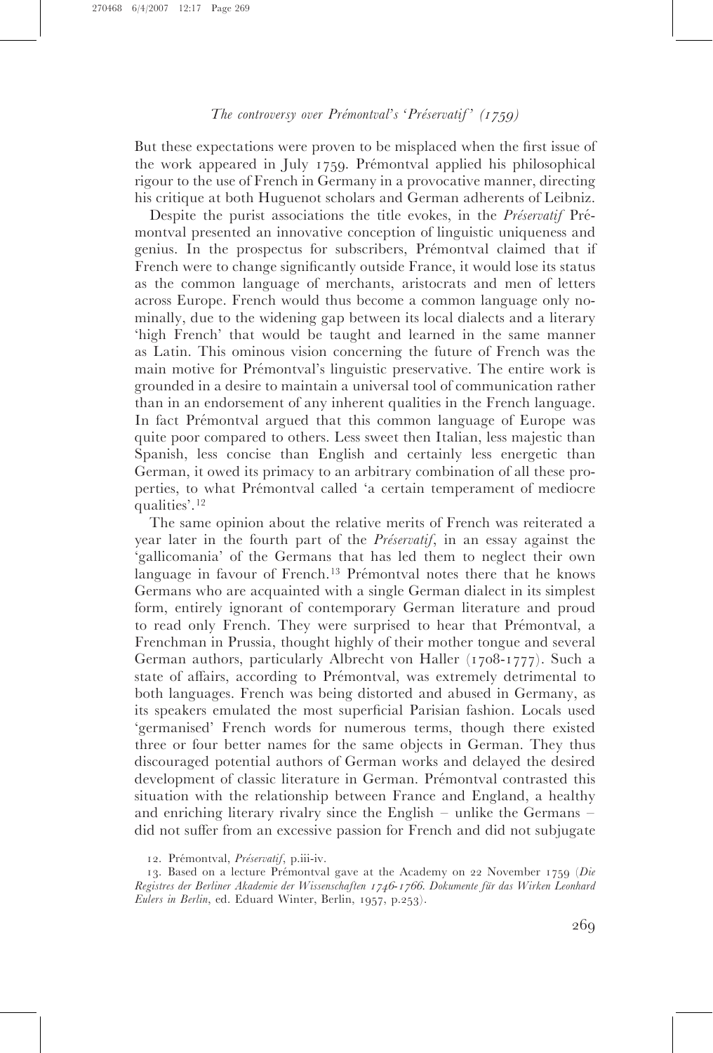But these expectations were proven to be misplaced when the first issue of the work appeared in July 1759. Prémontval applied his philosophical rigour to the use of French in Germany in a provocative manner, directing his critique at both Huguenot scholars and German adherents of Leibniz.

Despite the purist associations the title evokes, in the *Préservatif* Prémontval presented an innovative conception of linguistic uniqueness and genius. In the prospectus for subscribers, Prémontval claimed that if French were to change significantly outside France, it would lose its status as the common language of merchants, aristocrats and men of letters across Europe. French would thus become a common language only nominally, due to the widening gap between its local dialects and a literary 'high French' that would be taught and learned in the same manner as Latin. This ominous vision concerning the future of French was the main motive for Prémontval's linguistic preservative. The entire work is grounded in a desire to maintain a universal tool of communication rather than in an endorsement of any inherent qualities in the French language. In fact Prémontval argued that this common language of Europe was quite poor compared to others. Less sweet then Italian, less majestic than Spanish, less concise than English and certainly less energetic than German, it owed its primacy to an arbitrary combination of all these properties, to what Prémontval called 'a certain temperament of mediocre qualities'.[12]

The same opinion about the relative merits of French was reiterated a year later in the fourth part of the *Préservatif*, in an essay against the 'gallicomania' of the Germans that has led them to neglect their own language in favour of French.[13] Prémontval notes there that he knows Germans who are acquainted with a single German dialect in its simplest form, entirely ignorant of contemporary German literature and proud to read only French. They were surprised to hear that Prémontval, a Frenchman in Prussia, thought highly of their mother tongue and several German authors, particularly Albrecht von Haller (1708-1777). Such a state of affairs, according to Prémontval, was extremely detrimental to both languages. French was being distorted and abused in Germany, as its speakers emulated the most superficial Parisian fashion. Locals used 'germanised' French words for numerous terms, though there existed three or four better names for the same objects in German. They thus discouraged potential authors of German works and delayed the desired development of classic literature in German. Prémontval contrasted this situation with the relationship between France and England, a healthy and enriching literary rivalry since the English – unlike the Germans – did not suffer from an excessive passion for French and did not subjugate

12. Prémontval, *Préservatif*, p.iii-iv.

13. Based on a lecture Prémontval gave at the Academy on 22 November 1759 (*Die Registres der Berliner Akademie der Wissenschaften 1746-1766. Dokumente für das Wirken Leonhard Eulers in Berlin*, ed. Eduard Winter, Berlin, 1957, p.253).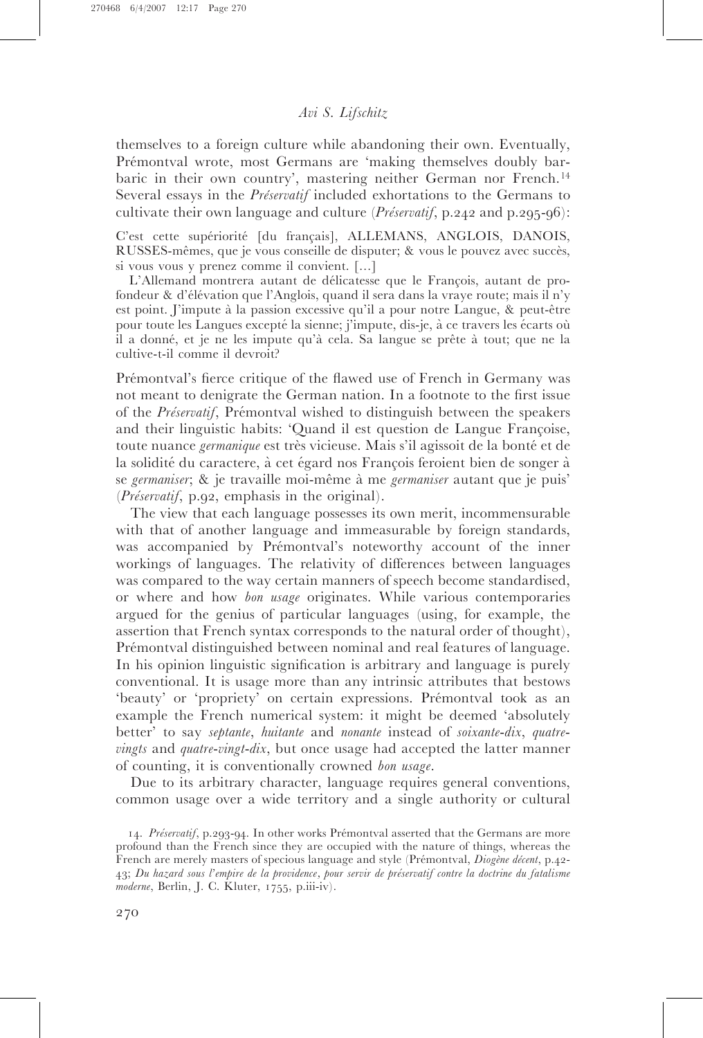themselves to a foreign culture while abandoning their own. Eventually, Prémontval wrote, most Germans are 'making themselves doubly barbaric in their own country', mastering neither German nor French.[14] Several essays in the *Préservatif* included exhortations to the Germans to cultivate their own language and culture (*Préservatif*, p.242 and p.295-96):

> C'est cette supériorité [du français], ALLEMANS, ANGLOIS, DANOIS, RUSSES-mêmes, que je vous conseille de disputer; & vous le pouvez avec succès, si vous vous y prenez comme il convient. [...]
>
> L'Allemand montrera autant de délicatesse que le François, autant de profondeur & d'élévation que l'Anglois, quand il sera dans la vraye route; mais il n'y est point. J'impute à la passion excessive qu'il a pour notre Langue, & peut-être pour toute les Langues excepté la sienne; j'impute, dis-je, à ce travers les écarts où il a donné, et je ne les impute qu'à cela. Sa langue se prête à tout; que ne la cultive-t-il comme il devroit?

Prémontval's fierce critique of the flawed use of French in Germany was not meant to denigrate the German nation. In a footnote to the first issue of the *Préservatif*, Prémontval wished to distinguish between the speakers and their linguistic habits: 'Quand il est question de Langue Françoise, toute nuance *germanique* est très vicieuse. Mais s'il agissoit de la bonté et de la solidité du caractere, à cet égard nos François feroient bien de songer à se *germaniser*; & je travaille moi-même à me *germaniser* autant que je puis' (*Préservatif*, p.92, emphasis in the original).

The view that each language possesses its own merit, incommensurable with that of another language and immeasurable by foreign standards, was accompanied by Prémontval's noteworthy account of the inner workings of languages. The relativity of differences between languages was compared to the way certain manners of speech become standardised, or where and how *bon usage* originates. While various contemporaries argued for the genius of particular languages (using, for example, the assertion that French syntax corresponds to the natural order of thought), Prémontval distinguished between nominal and real features of language. In his opinion linguistic signification is arbitrary and language is purely conventional. It is usage more than any intrinsic attributes that bestows 'beauty' or 'propriety' on certain expressions. Prémontval took as an example the French numerical system: it might be deemed 'absolutely better' to say *septante*, *huitante* and *nonante* instead of *soixante-dix*, *quatre-vingts* and *quatre-vingt-dix*, but once usage had accepted the latter manner of counting, it is conventionally crowned *bon usage*.

Due to its arbitrary character, language requires general conventions, common usage over a wide territory and a single authority or cultural

14. *Préservatif*, p.293-94. In other works Prémontval asserted that the Germans are more profound than the French since they are occupied with the nature of things, whereas the French are merely masters of specious language and style (Prémontval, *Diogène décent*, p.42-43; *Du hazard sous l'empire de la providence, pour servir de préservatif contre la doctrine du fatalisme moderne*, Berlin, J. C. Kluter, 1755, p.iii-iv).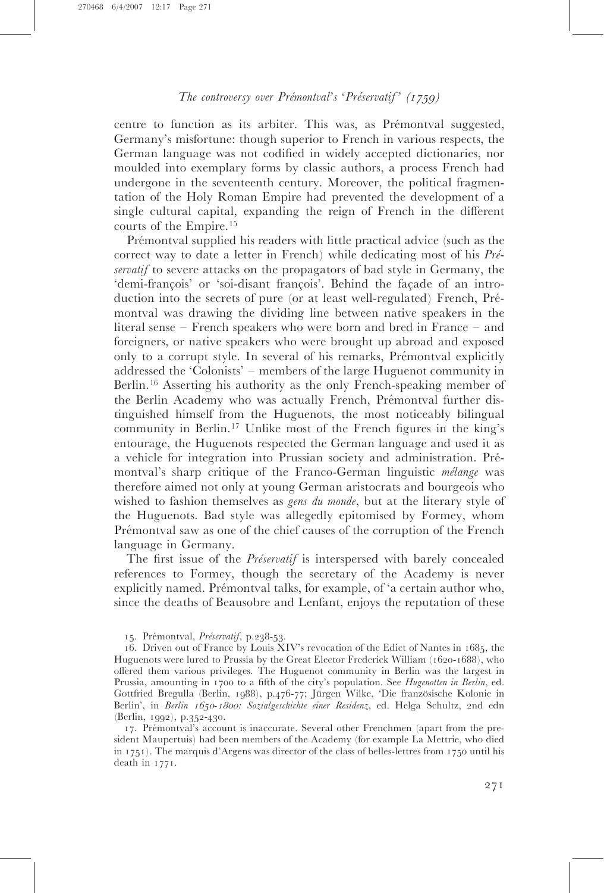centre to function as its arbiter. This was, as Prémontval suggested, Germany's misfortune: though superior to French in various respects, the German language was not codified in widely accepted dictionaries, nor moulded into exemplary forms by classic authors, a process French had undergone in the seventeenth century. Moreover, the political fragmentation of the Holy Roman Empire had prevented the development of a single cultural capital, expanding the reign of French in the different courts of the Empire.[15]

Prémontval supplied his readers with little practical advice (such as the correct way to date a letter in French) while dedicating most of his *Préservatif* to severe attacks on the propagators of bad style in Germany, the 'demi-françois' or 'soi-disant françois'. Behind the façade of an introduction into the secrets of pure (or at least well-regulated) French, Prémontval was drawing the dividing line between native speakers in the literal sense – French speakers who were born and bred in France – and foreigners, or native speakers who were brought up abroad and exposed only to a corrupt style. In several of his remarks, Prémontval explicitly addressed the 'Colonists' – members of the large Huguenot community in Berlin.[16] Asserting his authority as the only French-speaking member of the Berlin Academy who was actually French, Prémontval further distinguished himself from the Huguenots, the most noticeably bilingual community in Berlin.[17] Unlike most of the French figures in the king's entourage, the Huguenots respected the German language and used it as a vehicle for integration into Prussian society and administration. Prémontval's sharp critique of the Franco-German linguistic *mélange* was therefore aimed not only at young German aristocrats and bourgeois who wished to fashion themselves as *gens du monde*, but at the literary style of the Huguenots. Bad style was allegedly epitomised by Formey, whom Prémontval saw as one of the chief causes of the corruption of the French language in Germany.

The first issue of the *Préservatif* is interspersed with barely concealed references to Formey, though the secretary of the Academy is never explicitly named. Prémontval talks, for example, of 'a certain author who, since the deaths of Beausobre and Lenfant, enjoys the reputation of these

15. Prémontval, *Préservatif*, p.238-53.

16. Driven out of France by Louis XIV's revocation of the Edict of Nantes in 1685, the Huguenots were lured to Prussia by the Great Elector Frederick William (1620-1688), who offered them various privileges. The Huguenot community in Berlin was the largest in Prussia, amounting in 1700 to a fifth of the city's population. See *Hugenotten in Berlin*, ed. Gottfried Bregulla (Berlin, 1988), p.476-77; Jürgen Wilke, 'Die französische Kolonie in Berlin', in *Berlin 1650-1800: Sozialgeschichte einer Residenz*, ed. Helga Schultz, 2nd edn (Berlin, 1992), p.352-430.

17. Prémontval's account is inaccurate. Several other Frenchmen (apart from the president Maupertuis) had been members of the Academy (for example La Mettrie, who died in 1751). The marquis d'Argens was director of the class of belles-lettres from 1750 until his death in 1771.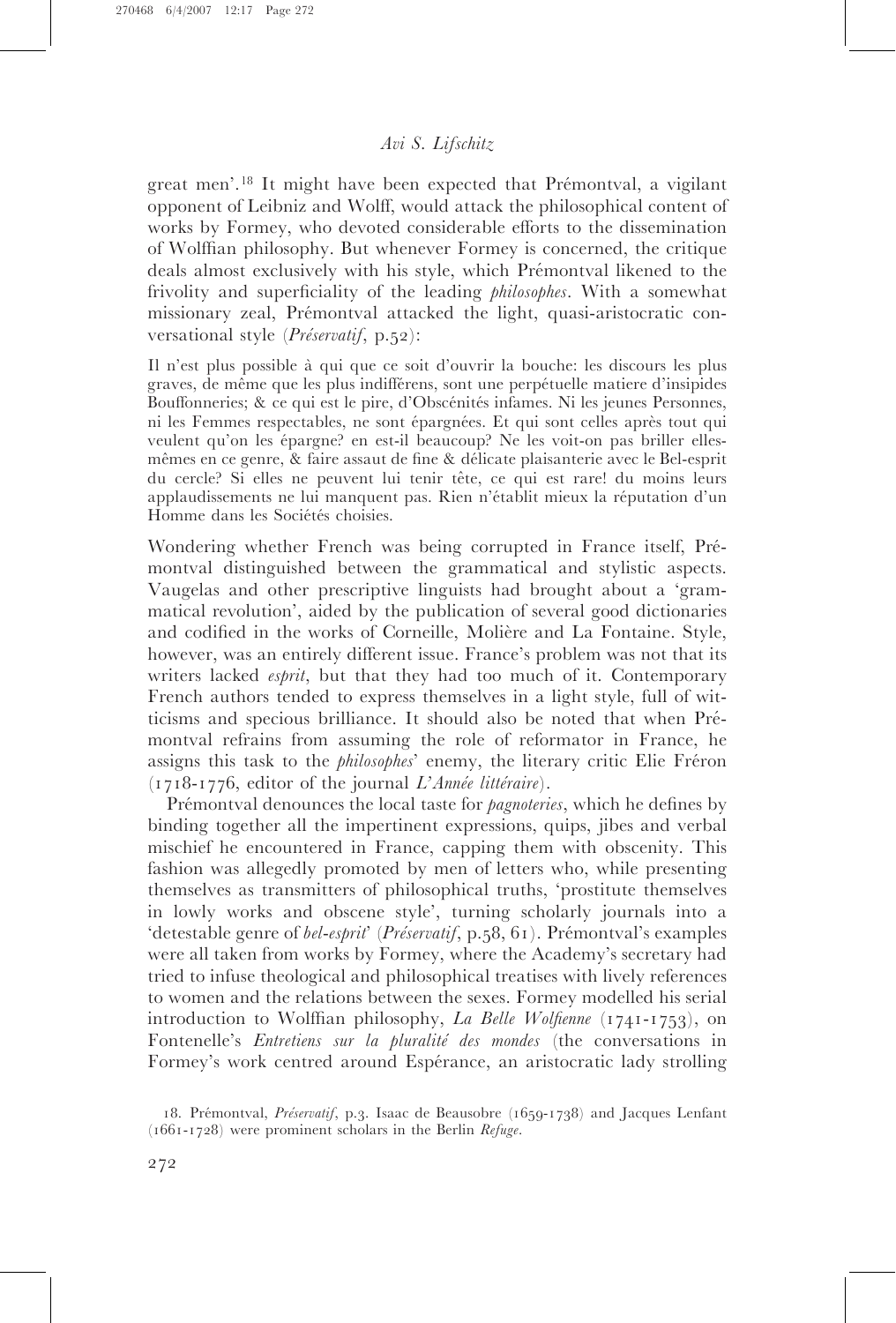great men'.[18] It might have been expected that Prémontval, a vigilant opponent of Leibniz and Wolff, would attack the philosophical content of works by Formey, who devoted considerable efforts to the dissemination of Wolffian philosophy. But whenever Formey is concerned, the critique deals almost exclusively with his style, which Prémontval likened to the frivolity and superficiality of the leading *philosophes*. With a somewhat missionary zeal, Prémontval attacked the light, quasi-aristocratic conversational style (*Préservatif*, p.52):

> Il n'est plus possible à qui que ce soit d'ouvrir la bouche: les discours les plus graves, de même que les plus indifférens, sont une perpétuelle matiere d'insipides Bouffonneries; & ce qui est le pire, d'Obscénités infames. Ni les jeunes Personnes, ni les Femmes respectables, ne sont épargnées. Et qui sont celles après tout qui veulent qu'on les épargne? en est-il beaucoup? Ne les voit-on pas briller elles-mêmes en ce genre, & faire assaut de fine & délicate plaisanterie avec le Bel-esprit du cercle? Si elles ne peuvent lui tenir tête, ce qui est rare! du moins leurs applaudissements ne lui manquent pas. Rien n'établit mieux la réputation d'un Homme dans les Sociétés choisies.

Wondering whether French was being corrupted in France itself, Prémontval distinguished between the grammatical and stylistic aspects. Vaugelas and other prescriptive linguists had brought about a 'grammatical revolution', aided by the publication of several good dictionaries and codified in the works of Corneille, Molière and La Fontaine. Style, however, was an entirely different issue. France's problem was not that its writers lacked *esprit*, but that they had too much of it. Contemporary French authors tended to express themselves in a light style, full of witticisms and specious brilliance. It should also be noted that when Prémontval refrains from assuming the role of reformator in France, he assigns this task to the *philosophes*' enemy, the literary critic Elie Fréron (1718-1776, editor of the journal *L'Année littéraire*).

Prémontval denounces the local taste for *pagnoteries*, which he defines by binding together all the impertinent expressions, quips, jibes and verbal mischief he encountered in France, capping them with obscenity. This fashion was allegedly promoted by men of letters who, while presenting themselves as transmitters of philosophical truths, 'prostitute themselves in lowly works and obscene style', turning scholarly journals into a 'detestable genre of *bel-esprit*' (*Préservatif*, p.58, 61). Prémontval's examples were all taken from works by Formey, where the Academy's secretary had tried to infuse theological and philosophical treatises with lively references to women and the relations between the sexes. Formey modelled his serial introduction to Wolffian philosophy, *La Belle Wolfienne* (1741-1753), on Fontenelle's *Entretiens sur la pluralité des mondes* (the conversations in Formey's work centred around Espérance, an aristocratic lady strolling

18. Prémontval, *Préservatif*, p.3. Isaac de Beausobre (1659-1738) and Jacques Lenfant (1661-1728) were prominent scholars in the Berlin *Refuge*.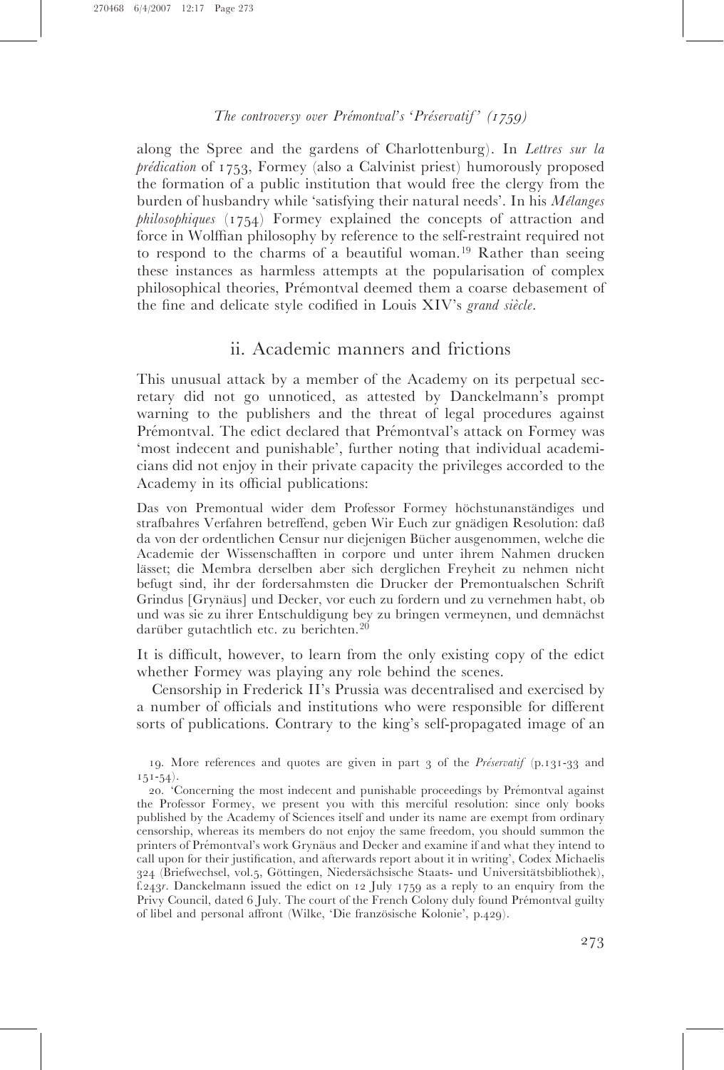along the Spree and the gardens of Charlottenburg). In *Lettres sur la prédication* of 1753, Formey (also a Calvinist priest) humorously proposed the formation of a public institution that would free the clergy from the burden of husbandry while 'satisfying their natural needs'. In his *Mélanges philosophiques* (1754) Formey explained the concepts of attraction and force in Wolffian philosophy by reference to the self-restraint required not to respond to the charms of a beautiful woman.[19] Rather than seeing these instances as harmless attempts at the popularisation of complex philosophical theories, Prémontval deemed them a coarse debasement of the fine and delicate style codified in Louis XIV's *grand siècle*.

## ii. Academic manners and frictions

This unusual attack by a member of the Academy on its perpetual secretary did not go unnoticed, as attested by Danckelmann's prompt warning to the publishers and the threat of legal procedures against Prémontval. The edict declared that Prémontval's attack on Formey was 'most indecent and punishable', further noting that individual academicians did not enjoy in their private capacity the privileges accorded to the Academy in its official publications:

> Das von Premontual wider dem Professor Formey höchstunanständiges und strafbahres Verfahren betreffend, geben Wir Euch zur gnädigen Resolution: daß da von der ordentlichen Censur nur diejenigen Bücher ausgenommen, welche die Academie der Wissenschafften in corpore und unter ihrem Nahmen drucken lässet; die Membra derselben aber sich dergliechen Freyheit zu nehmen nicht befugt sind, ihr der fordersahmsten die Drucker der Premontualschen Schrift Grindus [Grynäus] und Decker, vor euch zu fordern und zu vernehmen habt, ob und was sie zu ihrer Entschuldigung bey zu bringen vermeynen, und demnächst darüber gutachtlich etc. zu berichten.[20]

It is difficult, however, to learn from the only existing copy of the edict whether Formey was playing any role behind the scenes.

Censorship in Frederick II's Prussia was decentralised and exercised by a number of officials and institutions who were responsible for different sorts of publications. Contrary to the king's self-propagated image of an

---

19. More references and quotes are given in part 3 of the *Préservatif* (p.131-33 and 151-54).

20. 'Concerning the most indecent and punishable proceedings by Prémontval against the Professor Formey, we present you with this merciful resolution: since only books published by the Academy of Sciences itself and under its name are exempt from ordinary censorship, whereas its members do not enjoy the same freedom, you should summon the printers of Prémontval's work Grynäus and Decker and examine if and what they intend to call upon for their justification, and afterwards report about it in writing', Codex Michaelis 324 (Briefwechsel, vol.5, Göttingen, Niedersächsische Staats- und Universitätsbibliothek), f.243*r*. Danckelmann issued the edict on 12 July 1759 as a reply to an enquiry from the Privy Council, dated 6 July. The court of the French Colony duly found Prémontval guilty of libel and personal affront (Wilke, 'Die französische Kolonie', p.429).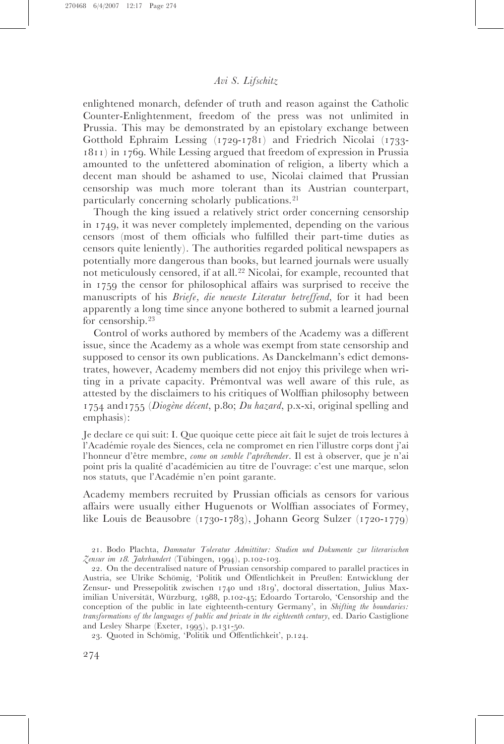enlightened monarch, defender of truth and reason against the Catholic Counter-Enlightenment, freedom of the press was not unlimited in Prussia. This may be demonstrated by an epistolary exchange between Gotthold Ephraim Lessing (1729-1781) and Friedrich Nicolai (1733-1811) in 1769. While Lessing argued that freedom of expression in Prussia amounted to the unfettered abomination of religion, a liberty which a decent man should be ashamed to use, Nicolai claimed that Prussian censorship was much more tolerant than its Austrian counterpart, particularly concerning scholarly publications.[21]

Though the king issued a relatively strict order concerning censorship in 1749, it was never completely implemented, depending on the various censors (most of them officials who fulfilled their part-time duties as censors quite leniently). The authorities regarded political newspapers as potentially more dangerous than books, but learned journals were usually not meticulously censored, if at all.[22] Nicolai, for example, recounted that in 1759 the censor for philosophical affairs was surprised to receive the manuscripts of his *Briefe, die neueste Literatur betreffend*, for it had been apparently a long time since anyone bothered to submit a learned journal for censorship.[23]

Control of works authored by members of the Academy was a different issue, since the Academy as a whole was exempt from state censorship and supposed to censor its own publications. As Danckelmann's edict demonstrates, however, Academy members did not enjoy this privilege when writing in a private capacity. Prémontval was well aware of this rule, as attested by the disclaimers to his critiques of Wolffian philosophy between 1754 and1755 (*Diogène décent*, p.80; *Du hazard*, p.x-xi, original spelling and emphasis):

Je declare ce qui suit: I. Que quoique cette piece ait fait le sujet de trois lectures à l'Académie royale des Siences, cela ne compromet en rien l'illustre corps dont j'ai l'honneur d'être membre, *come on semble l'apréhender*. Il est à observer, que je n'ai point pris la qualité d'académicien au titre de l'ouvrage: c'est une marque, selon nos statuts, que l'Académie n'en point garante.

Academy members recruited by Prussian officials as censors for various affairs were usually either Huguenots or Wolffian associates of Formey, like Louis de Beausobre (1730-1783), Johann Georg Sulzer (1720-1779)

21. Bodo Plachta, *Damnatur Toleratur Admittitur: Studien und Dokumente zur literarischen Zensur im 18. Jahrhundert* (Tübingen, 1994), p.102-103.

22. On the decentralised nature of Prussian censorship compared to parallel practices in Austria, see Ulrike Schömig, 'Politik und Öffentlichkeit in Preußen: Entwicklung der Zensur- und Pressepolitik zwischen 1740 und 1819', doctoral dissertation, Julius Maximilian Universität, Würzburg, 1988, p.102-45; Edoardo Tortarolo, 'Censorship and the conception of the public in late eighteenth-century Germany', in *Shifting the boundaries: transformations of the languages of public and private in the eighteenth century*, ed. Dario Castiglione and Lesley Sharpe (Exeter, 1995), p.131-50.

23. Quoted in Schömig, 'Politik und Öffentlichkeit', p.124.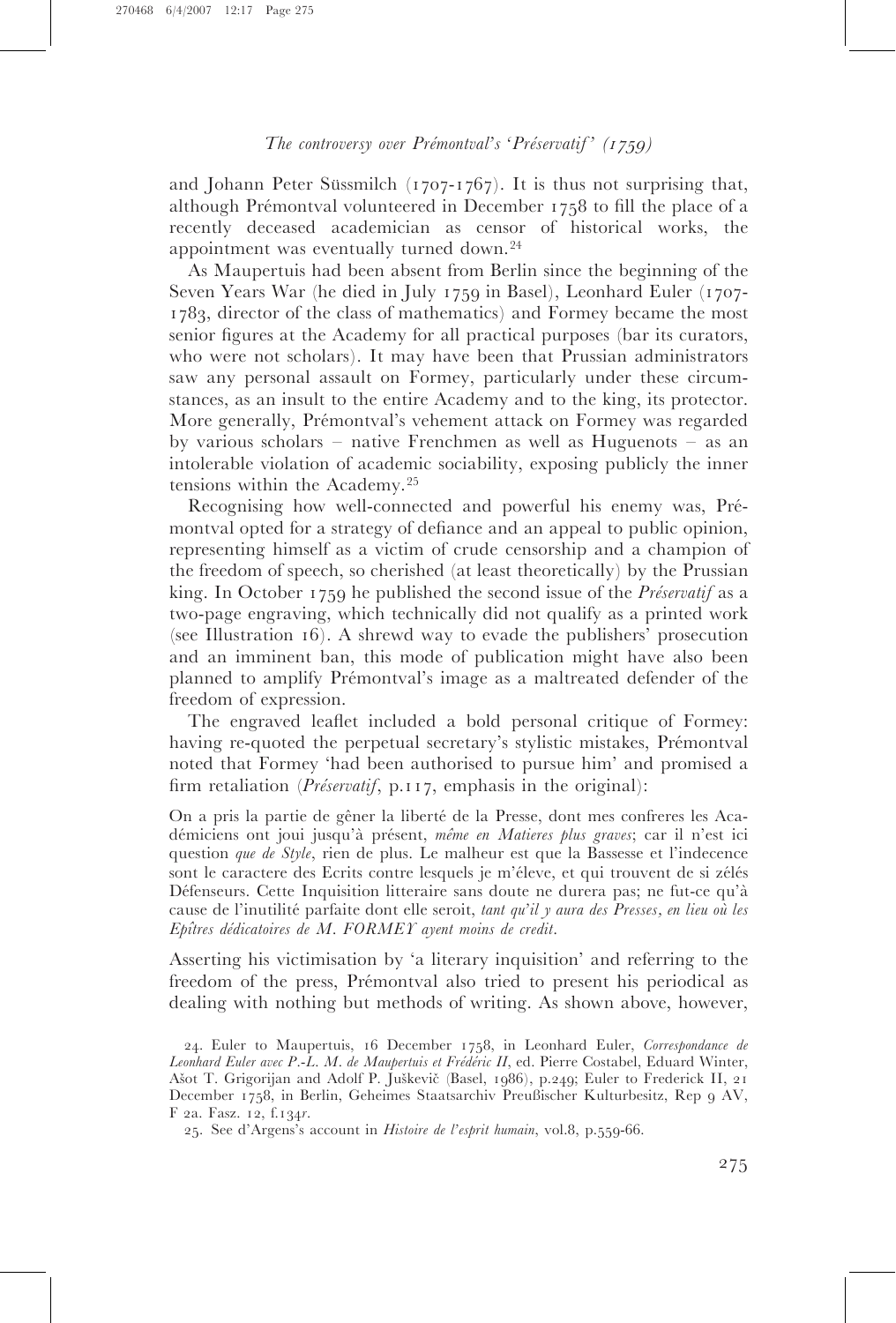and Johann Peter Süssmilch (1707-1767). It is thus not surprising that, although Prémontval volunteered in December 1758 to fill the place of a recently deceased academician as censor of historical works, the appointment was eventually turned down.[24]

As Maupertuis had been absent from Berlin since the beginning of the Seven Years War (he died in July 1759 in Basel), Leonhard Euler (1707-1783, director of the class of mathematics) and Formey became the most senior figures at the Academy for all practical purposes (bar its curators, who were not scholars). It may have been that Prussian administrators saw any personal assault on Formey, particularly under these circumstances, as an insult to the entire Academy and to the king, its protector. More generally, Prémontval's vehement attack on Formey was regarded by various scholars – native Frenchmen as well as Huguenots – as an intolerable violation of academic sociability, exposing publicly the inner tensions within the Academy.[25]

Recognising how well-connected and powerful his enemy was, Prémontval opted for a strategy of defiance and an appeal to public opinion, representing himself as a victim of crude censorship and a champion of the freedom of speech, so cherished (at least theoretically) by the Prussian king. In October 1759 he published the second issue of the *Préservatif* as a two-page engraving, which technically did not qualify as a printed work (see Illustration 16). A shrewd way to evade the publishers' prosecution and an imminent ban, this mode of publication might have also been planned to amplify Prémontval's image as a maltreated defender of the freedom of expression.

The engraved leaflet included a bold personal critique of Formey: having re-quoted the perpetual secretary's stylistic mistakes, Prémontval noted that Formey 'had been authorised to pursue him' and promised a firm retaliation (*Préservatif*, p.117, emphasis in the original):

> On a pris la partie de gêner la liberté de la Presse, dont mes confreres les Académiciens ont joui jusqu'à présent, *même en Matieres plus graves*; car il n'est ici question *que de Style*, rien de plus. Le malheur est que la Bassesse et l'indecence sont le caractere des Ecrits contre lesquels je m'éleve, et qui trouvent de si zélés Défenseurs. Cette Inquisition litteraire sans doute ne durera pas; ne fut-ce qu'à cause de l'inutilité parfaite dont elle seroit, *tant qu'il y aura des Presses, en lieu où les Epîtres dédicatoires de M. FORMEY ayent moins de credit*.

Asserting his victimisation by 'a literary inquisition' and referring to the freedom of the press, Prémontval also tried to present his periodical as dealing with nothing but methods of writing. As shown above, however,

24. Euler to Maupertuis, 16 December 1758, in Leonhard Euler, *Correspondance de Leonhard Euler avec P.-L. M. de Maupertuis et Frédéric II*, ed. Pierre Costabel, Eduard Winter, Ašot T. Grigorijan and Adolf P. Juškevič (Basel, 1986), p.249; Euler to Frederick II, 21 December 1758, in Berlin, Geheimes Staatsarchiv Preußischer Kulturbesitz, Rep 9 AV, F 2a. Fasz. 12, f.134*r*.

25. See d'Argens's account in *Histoire de l'esprit humain*, vol.8, p.559-66.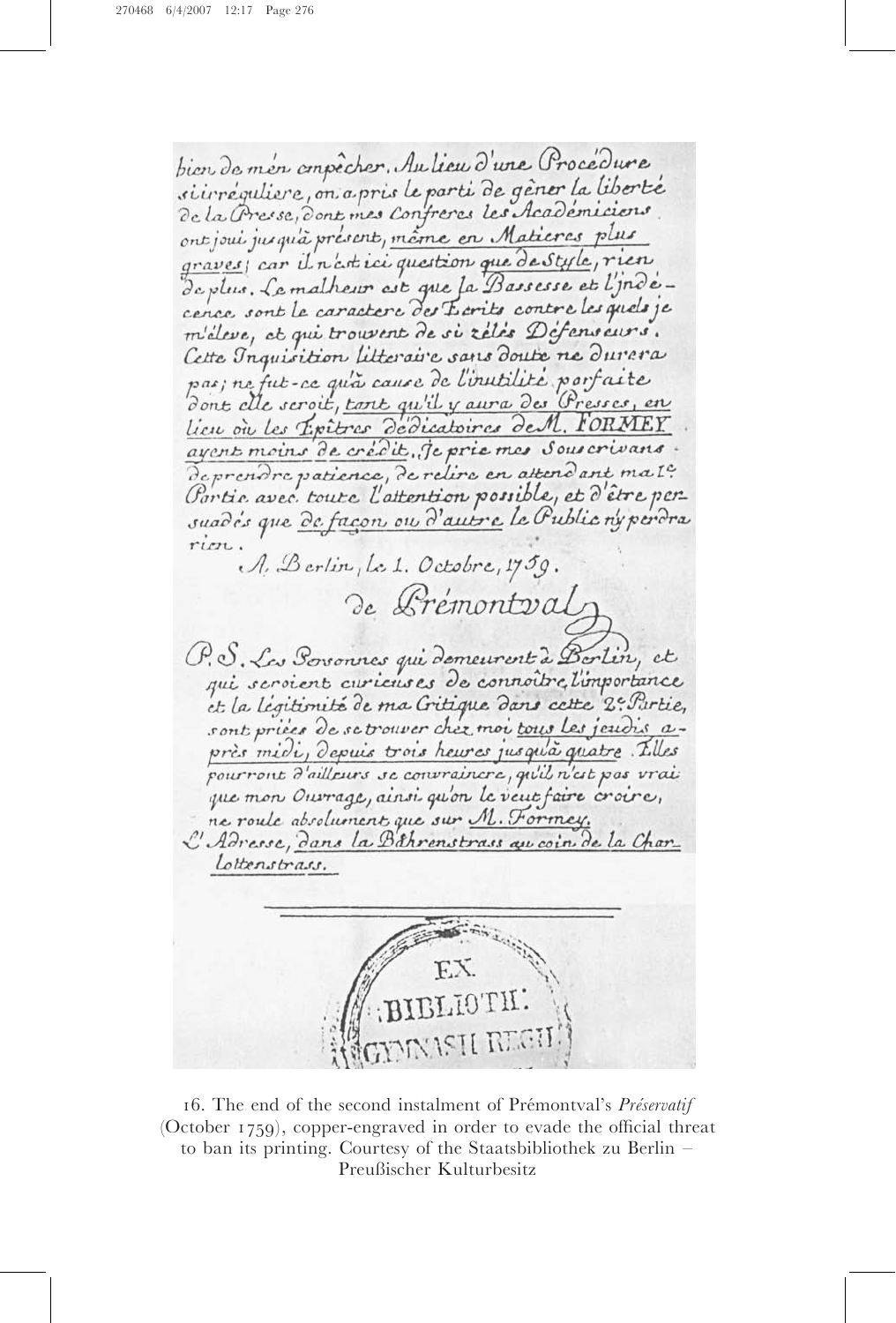bien de m'en empêcher. Au lieu d'une Procédure si irréguliere, on a pris le parti de gêner la liberté de la Presse, dont mes Confreres les Académiciens ont joui jusqu'à présent, même en Matieres plus graves; car il n'est ici question que de Style, rien de plus. Le malheur est que la Bassesse et l'Indécence sont le caractere des Ecrits contre les quels je m'éleve, et qui trouvent de si zélés Défenseurs. Cette Inquisition litteraire sans doute ne durera pas; ne fut-ce qu'à cause de l'inutilité parfaite dont elle seroit, tant qu'il y aura des Presses, en lieu où les Epitres dedicatoires de M. FORMEY ayent moins de crédit. Je prie mes Souscrivans de prendre patience, de relire en attendant ma I^e Partie avec toute l'attention possible, et d'être persuadés que de façon ou d'autre le Public n'y perdra rien.

A Berlin, le 1. Octobre, 1759.

de Prémontval

P. S. Les Personnes qui demeurent à Berlin, et qui seroient curieuses de connoître l'importance et la légitimité de ma Critique dans cette 2^e Partie, sont priées de se trouver chez moi tous les jeudis après midi, depuis trois heures jusqu'à quatre. Elles pourront d'ailleurs se convaincre, qu'il n'est pas vrai que mon Ouvrage, ainsi qu'on le veut faire croire, ne roule absolument que sur M. Formey.
L'Adresse, dans la Bähренstrass au coin de la Charlottenstrass.

EX BIBLIOTH: GYMNASII REGII

16. The end of the second instalment of Prémontval's *Préservatif* (October 1759), copper-engraved in order to evade the official threat to ban its printing. Courtesy of the Staatsbibliothek zu Berlin – Preußischer Kulturbesitz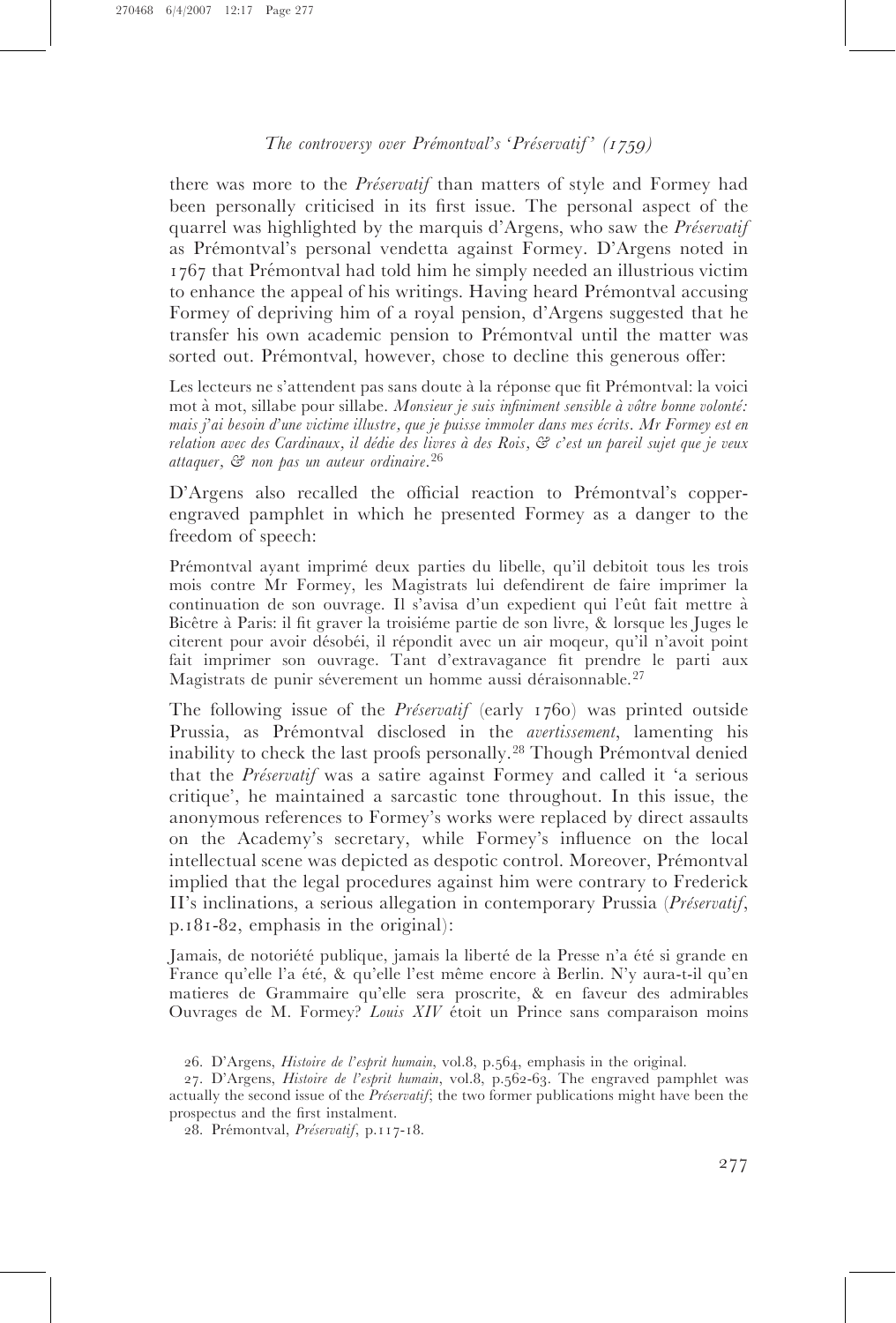there was more to the *Préservatif* than matters of style and Formey had been personally criticised in its first issue. The personal aspect of the quarrel was highlighted by the marquis d'Argens, who saw the *Préservatif* as Prémontval's personal vendetta against Formey. D'Argens noted in 1767 that Prémontval had told him he simply needed an illustrious victim to enhance the appeal of his writings. Having heard Prémontval accusing Formey of depriving him of a royal pension, d'Argens suggested that he transfer his own academic pension to Prémontval until the matter was sorted out. Prémontval, however, chose to decline this generous offer:

> Les lecteurs ne s'attendent pas sans doute à la réponse que fit Prémontval: la voici mot à mot, sillabe pour sillabe. *Monsieur je suis infiniment sensible à vôtre bonne volonté: mais j'ai besoin d'une victime illustre, que je puisse immoler dans mes écrits. Mr Formey est en relation avec des Cardinaux, il dédie des livres à des Rois, & c'est un pareil sujet que je veux attaquer, & non pas un auteur ordinaire.*[26]

D'Argens also recalled the official reaction to Prémontval's copper-engraved pamphlet in which he presented Formey as a danger to the freedom of speech:

> Prémontval ayant imprimé deux parties du libelle, qu'il debitoit tous les trois mois contre Mr Formey, les Magistrats lui defendirent de faire imprimer la continuation de son ouvrage. Il s'avisa d'un expedient qui l'eût fait mettre à Bicêtre à Paris: il fit graver la troisiéme partie de son livre, & lorsque les Juges le citerent pour avoir désobéi, il répondit avec un air moqeur, qu'il n'avoit point fait imprimer son ouvrage. Tant d'extravagance fit prendre le parti aux Magistrats de punir séverement un homme aussi déraisonnable.[27]

The following issue of the *Préservatif* (early 1760) was printed outside Prussia, as Prémontval disclosed in the *avertissement*, lamenting his inability to check the last proofs personally.[28] Though Prémontval denied that the *Préservatif* was a satire against Formey and called it 'a serious critique', he maintained a sarcastic tone throughout. In this issue, the anonymous references to Formey's works were replaced by direct assaults on the Academy's secretary, while Formey's influence on the local intellectual scene was depicted as despotic control. Moreover, Prémontval implied that the legal procedures against him were contrary to Frederick II's inclinations, a serious allegation in contemporary Prussia (*Préservatif*, p.181-82, emphasis in the original):

> Jamais, de notoriété publique, jamais la liberté de la Presse n'a été si grande en France qu'elle l'a été, & qu'elle l'est même encore à Berlin. N'y aura-t-il qu'en matieres de Grammaire qu'elle sera proscrite, & en faveur des admirables Ouvrages de M. Formey? *Louis XIV* étoit un Prince sans comparaison moins

26. D'Argens, *Histoire de l'esprit humain*, vol.8, p.564, emphasis in the original.

27. D'Argens, *Histoire de l'esprit humain*, vol.8, p.562-63. The engraved pamphlet was actually the second issue of the *Préservatif*; the two former publications might have been the prospectus and the first instalment.

28. Prémontval, *Préservatif*, p.117-18.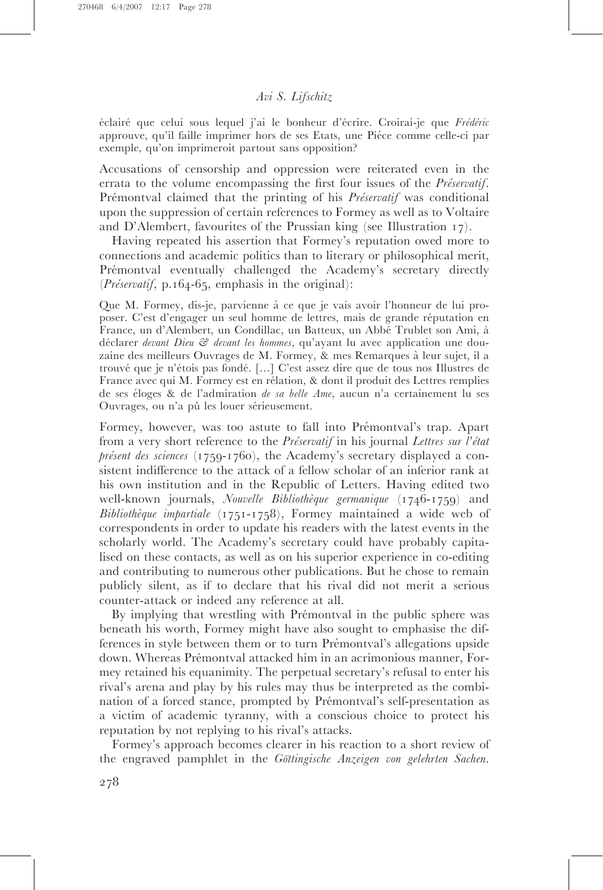éclairé que celui sous lequel j'ai le bonheur d'écrire. Croirai-je que *Frédéric* approuve, qu'il faille imprimer hors de ses Etats, une Piéce comme celle-ci par exemple, qu'on imprimeroit partout sans opposition?

Accusations of censorship and oppression were reiterated even in the errata to the volume encompassing the first four issues of the *Préservatif*. Prémontval claimed that the printing of his *Préservatif* was conditional upon the suppression of certain references to Formey as well as to Voltaire and D'Alembert, favourites of the Prussian king (see Illustration 17).

Having repeated his assertion that Formey's reputation owed more to connections and academic politics than to literary or philosophical merit, Prémontval eventually challenged the Academy's secretary directly (*Préservatif*, p.164-65, emphasis in the original):

Que M. Formey, dis-je, parvienne à ce que je vais avoir l'honneur de lui proposer. C'est d'engager un seul homme de lettres, mais de grande réputation en France, un d'Alembert, un Condillac, un Batteux, un Abbé Trublet son Ami, à déclarer *devant Dieu & devant les hommes*, qu'ayant lu avec application une douzaine des meilleurs Ouvrages de M. Formey, & mes Remarques à leur sujet, il a trouvé que je n'étois pas fondé. [...] C'est assez dire que de tous nos Illustres de France avec qui M. Formey est en rélation, & dont il produit des Lettres remplies de ses éloges & de l'admiration *de sa belle Ame*, aucun n'a certainement lu ses Ouvrages, ou n'a pû les louer sérieusement.

Formey, however, was too astute to fall into Prémontval's trap. Apart from a very short reference to the *Préservatif* in his journal *Lettres sur l'état présent des sciences* (1759-1760), the Academy's secretary displayed a consistent indifference to the attack of a fellow scholar of an inferior rank at his own institution and in the Republic of Letters. Having edited two well-known journals, *Nouvelle Bibliothèque germanique* (1746-1759) and *Bibliothèque impartiale* (1751-1758), Formey maintained a wide web of correspondents in order to update his readers with the latest events in the scholarly world. The Academy's secretary could have probably capitalised on these contacts, as well as on his superior experience in co-editing and contributing to numerous other publications. But he chose to remain publicly silent, as if to declare that his rival did not merit a serious counter-attack or indeed any reference at all.

By implying that wrestling with Prémontval in the public sphere was beneath his worth, Formey might have also sought to emphasise the differences in style between them or to turn Prémontval's allegations upside down. Whereas Prémontval attacked him in an acrimonious manner, Formey retained his equanimity. The perpetual secretary's refusal to enter his rival's arena and play by his rules may thus be interpreted as the combination of a forced stance, prompted by Prémontval's self-presentation as a victim of academic tyranny, with a conscious choice to protect his reputation by not replying to his rival's attacks.

Formey's approach becomes clearer in his reaction to a short review of the engraved pamphlet in the *Göttingische Anzeigen von gelehrten Sachen*.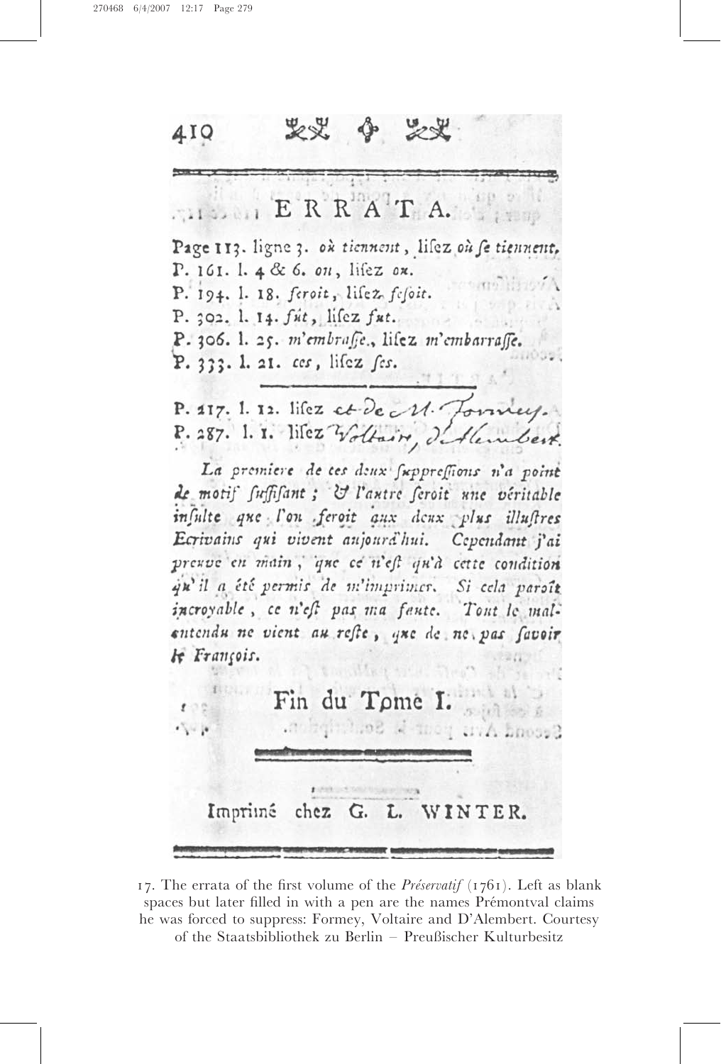410

# ERRATA.

Page 113. ligne 3. *où tiennent*, lisez *où se tiennent*.
P. 161. l. 4 & 6. *ou*, lisez *ou*.
P. 194. l. 18. *feroit*, lisez *fesoit*.
P. 302. l. 14. *fût*, lisez *fut*.
P. 306. l. 25. *m'embrasse.*, lisez *m'embarrasse*.
P. 333. l. 21. *ces*, lisez *ses*.

P. 217. l. 12. lisez et de M. Formey.
P. 287. l. 1. lisez Voltaire, D'Alembert.

*La premiere de ces deux suppressions n'a point de motif suffisant ; & l'autre seroit une véritable insulte que l'on feroit aux deux plus illustres Ecrivains qui vivent aujourd'hui. Cependant j'ai preuve en main, que ce n'est qu'à cette condition qu'il a été permis de m'imprimer. Si cela paroît incroyable, ce n'est pas ma faute. Tout le malentendu ne vient au reste, que de ne pas savoir le François.*

Fin du Tome I.

Imprimé chez G. L. WINTER.

17. The errata of the first volume of the *Préservatif* (1761). Left as blank spaces but later filled in with a pen are the names Prémontval claims he was forced to suppress: Formey, Voltaire and D'Alembert. Courtesy of the Staatsbibliothek zu Berlin – Preußischer Kulturbesitz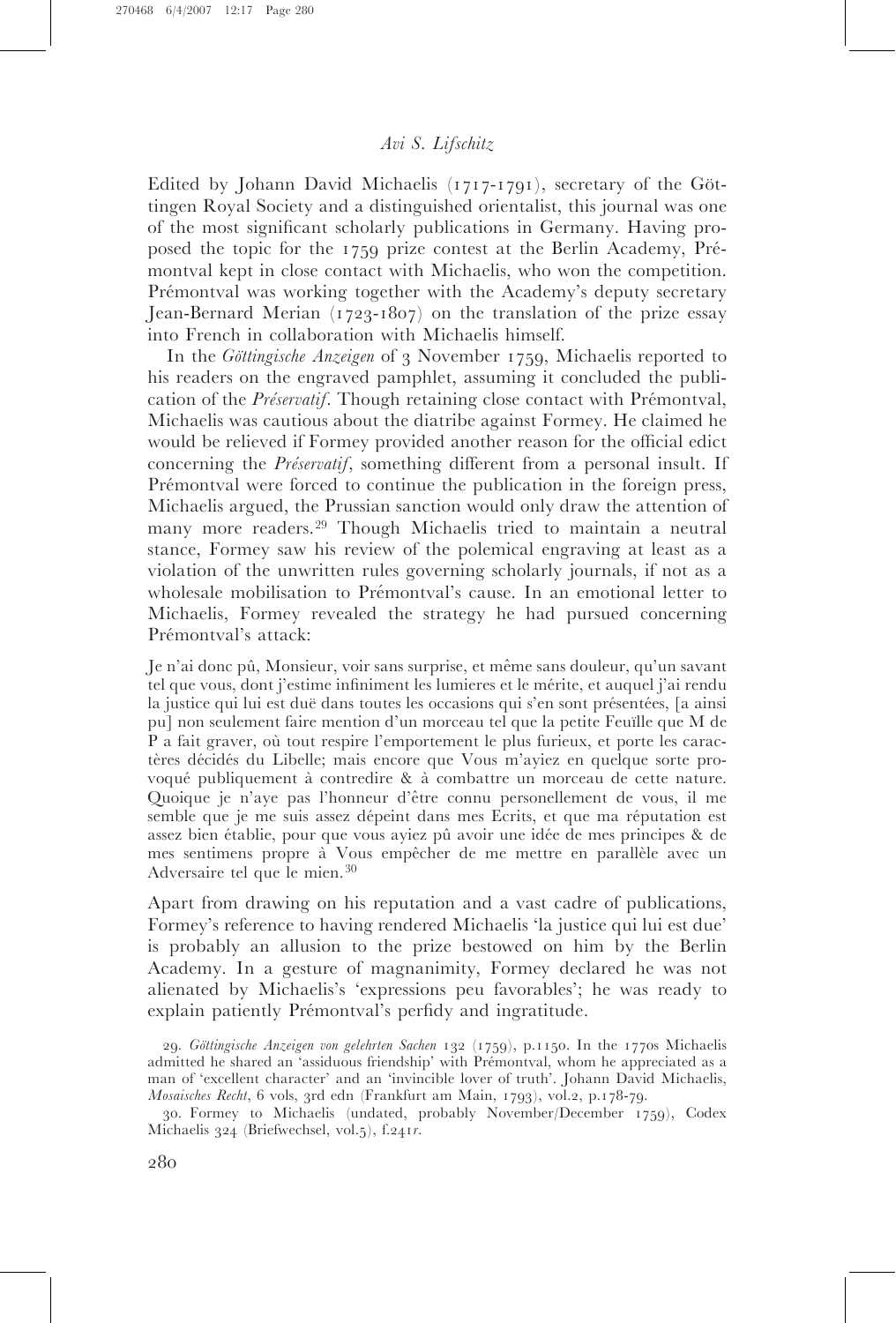Edited by Johann David Michaelis (1717-1791), secretary of the Göttingen Royal Society and a distinguished orientalist, this journal was one of the most significant scholarly publications in Germany. Having proposed the topic for the 1759 prize contest at the Berlin Academy, Prémontval kept in close contact with Michaelis, who won the competition. Prémontval was working together with the Academy's deputy secretary Jean-Bernard Merian (1723-1807) on the translation of the prize essay into French in collaboration with Michaelis himself.

In the *Göttingische Anzeigen* of 3 November 1759, Michaelis reported to his readers on the engraved pamphlet, assuming it concluded the publication of the *Préservatif*. Though retaining close contact with Prémontval, Michaelis was cautious about the diatribe against Formey. He claimed he would be relieved if Formey provided another reason for the official edict concerning the *Préservatif*, something different from a personal insult. If Prémontval were forced to continue the publication in the foreign press, Michaelis argued, the Prussian sanction would only draw the attention of many more readers.[29] Though Michaelis tried to maintain a neutral stance, Formey saw his review of the polemical engraving at least as a violation of the unwritten rules governing scholarly journals, if not as a wholesale mobilisation to Prémontval's cause. In an emotional letter to Michaelis, Formey revealed the strategy he had pursued concerning Prémontval's attack:

> Je n'ai donc pû, Monsieur, voir sans surprise, et même sans douleur, qu'un savant tel que vous, dont j'estime infiniment les lumieres et le mérite, et auquel j'ai rendu la justice qui lui est duë dans toutes les occasions qui s'en sont présentées, [a ainsi pu] non seulement faire mention d'un morceau tel que la petite Feuïlle que M de P a fait graver, où tout respire l'emportement le plus furieux, et porte les caractères décidés du Libelle; mais encore que Vous m'ayiez en quelque sorte provoqué publiquement à contredire & à combattre un morceau de cette nature. Quoique je n'aye pas l'honneur d'être connu personellement de vous, il me semble que je me suis assez dépeint dans mes Ecrits, et que ma réputation est assez bien établie, pour que vous ayiez pû avoir une idée de mes principes & de mes sentimens propre à Vous empêcher de me mettre en parallèle avec un Adversaire tel que le mien.[30]

Apart from drawing on his reputation and a vast cadre of publications, Formey's reference to having rendered Michaelis 'la justice qui lui est due' is probably an allusion to the prize bestowed on him by the Berlin Academy. In a gesture of magnanimity, Formey declared he was not alienated by Michaelis's 'expressions peu favorables'; he was ready to explain patiently Prémontval's perfidy and ingratitude.

29. *Göttingische Anzeigen von gelehrten Sachen* 132 (1759), p.1150. In the 1770s Michaelis admitted he shared an 'assiduous friendship' with Prémontval, whom he appreciated as a man of 'excellent character' and an 'invincible lover of truth'. Johann David Michaelis, *Mosaisches Recht*, 6 vols, 3rd edn (Frankfurt am Main, 1793), vol.2, p.178-79.

30. Formey to Michaelis (undated, probably November/December 1759), Codex Michaelis 324 (Briefwechsel, vol.5), f.241*r*.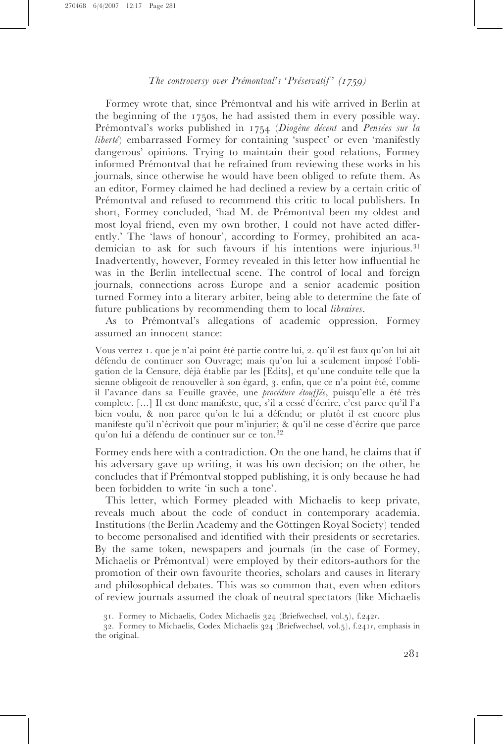Formey wrote that, since Prémontval and his wife arrived in Berlin at the beginning of the 1750s, he had assisted them in every possible way. Prémontval's works published in 1754 (*Diogène décent* and *Pensées sur la liberté*) embarrassed Formey for containing 'suspect' or even 'manifestly dangerous' opinions. Trying to maintain their good relations, Formey informed Prémontval that he refrained from reviewing these works in his journals, since otherwise he would have been obliged to refute them. As an editor, Formey claimed he had declined a review by a certain critic of Prémontval and refused to recommend this critic to local publishers. In short, Formey concluded, 'had M. de Prémontval been my oldest and most loyal friend, even my own brother, I could not have acted differently.' The 'laws of honour', according to Formey, prohibited an academician to ask for such favours if his intentions were injurious.[31] Inadvertently, however, Formey revealed in this letter how influential he was in the Berlin intellectual scene. The control of local and foreign journals, connections across Europe and a senior academic position turned Formey into a literary arbiter, being able to determine the fate of future publications by recommending them to local *libraires*.

As to Prémontval's allegations of academic oppression, Formey assumed an innocent stance:

> Vous verrez 1. que je n'ai point été partie contre lui, 2. qu'il est faux qu'on lui ait défendu de continuer son Ouvrage; mais qu'on lui a seulement imposé l'obligation de la Censure, déjà établie par les [Edits], et qu'une conduite telle que la sienne obligeoit de renouveller à son égard, 3. enfin, que ce n'a point été, comme il l'avance dans sa Feuille gravée, une *procédure étouffée*, puisqu'elle a été très complete. [...] Il est donc manifeste, que, s'il a cessé d'écrire, c'est parce qu'il l'a bien voulu, & non parce qu'on le lui a défendu; or plutôt il est encore plus manifeste qu'il n'écrivoit que pour m'injurier; & qu'il ne cesse d'écrire que parce qu'on lui a défendu de continuer sur ce ton.[32]

Formey ends here with a contradiction. On the one hand, he claims that if his adversary gave up writing, it was his own decision; on the other, he concludes that if Prémontval stopped publishing, it is only because he had been forbidden to write 'in such a tone'.

This letter, which Formey pleaded with Michaelis to keep private, reveals much about the code of conduct in contemporary academia. Institutions (the Berlin Academy and the Göttingen Royal Society) tended to become personalised and identified with their presidents or secretaries. By the same token, newspapers and journals (in the case of Formey, Michaelis or Prémontval) were employed by their editors-authors for the promotion of their own favourite theories, scholars and causes in literary and philosophical debates. This was so common that, even when editors of review journals assumed the cloak of neutral spectators (like Michaelis

31. Formey to Michaelis, Codex Michaelis 324 (Briefwechsel, vol.5), f.242*r*.

32. Formey to Michaelis, Codex Michaelis 324 (Briefwechsel, vol.5), f.241*r*, emphasis in the original.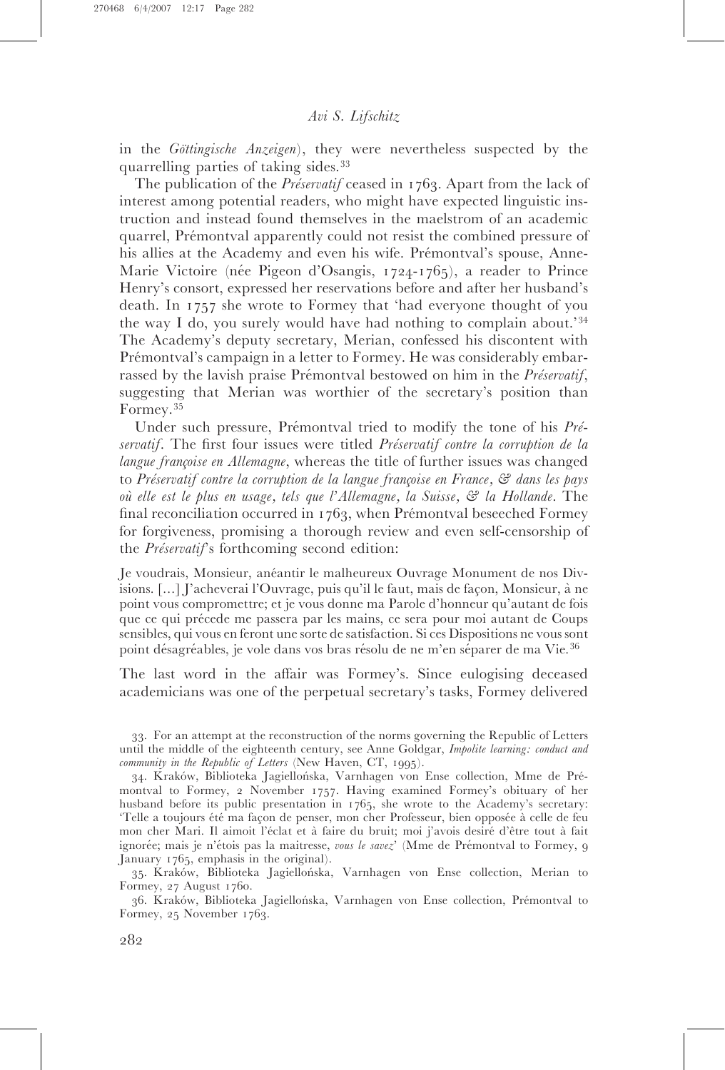in the *Göttingische Anzeigen*), they were nevertheless suspected by the quarrelling parties of taking sides.[33]

The publication of the *Préservatif* ceased in 1763. Apart from the lack of interest among potential readers, who might have expected linguistic instruction and instead found themselves in the maelstrom of an academic quarrel, Prémontval apparently could not resist the combined pressure of his allies at the Academy and even his wife. Prémontval's spouse, Anne-Marie Victoire (née Pigeon d'Osangis, 1724-1765), a reader to Prince Henry's consort, expressed her reservations before and after her husband's death. In 1757 she wrote to Formey that 'had everyone thought of you the way I do, you surely would have had nothing to complain about.'[34] The Academy's deputy secretary, Merian, confessed his discontent with Prémontval's campaign in a letter to Formey. He was considerably embarrassed by the lavish praise Prémontval bestowed on him in the *Préservatif*, suggesting that Merian was worthier of the secretary's position than Formey.[35]

Under such pressure, Prémontval tried to modify the tone of his *Préservatif*. The first four issues were titled *Préservatif contre la corruption de la langue françoise en Allemagne*, whereas the title of further issues was changed to *Préservatif contre la corruption de la langue françoise en France, & dans les pays où elle est le plus en usage, tels que l'Allemagne, la Suisse, & la Hollande*. The final reconciliation occurred in 1763, when Prémontval beseeched Formey for forgiveness, promising a thorough review and even self-censorship of the *Préservatif*'s forthcoming second edition:

Je voudrais, Monsieur, anéantir le malheureux Ouvrage Monument de nos Divisions. [...] J'acheverai l'Ouvrage, puis qu'il le faut, mais de façon, Monsieur, à ne point vous compromettre; et je vous donne ma Parole d'honneur qu'autant de fois que ce qui précede me passera par les mains, ce sera pour moi autant de Coups sensibles, qui vous en feront une sorte de satisfaction. Si ces Dispositions ne vous sont point désagréables, je vole dans vos bras résolu de ne m'en séparer de ma Vie.[36]

The last word in the affair was Formey's. Since eulogising deceased academicians was one of the perpetual secretary's tasks, Formey delivered

33. For an attempt at the reconstruction of the norms governing the Republic of Letters until the middle of the eighteenth century, see Anne Goldgar, *Impolite learning: conduct and community in the Republic of Letters* (New Haven, CT, 1995).

34. Kraków, Biblioteka Jagiellońska, Varnhagen von Ense collection, Mme de Prémontval to Formey, 2 November 1757. Having examined Formey's obituary of her husband before its public presentation in 1765, she wrote to the Academy's secretary: 'Telle a toujours été ma façon de penser, mon cher Professeur, bien opposée à celle de feu mon cher Mari. Il aimoit l'éclat et à faire du bruit; moi j'avois desiré d'être tout à fait ignorée; mais je n'étois pas la maitresse, *vous le savez*' (Mme de Prémontval to Formey, 9 January 1765, emphasis in the original).

35. Kraków, Biblioteka Jagiellońska, Varnhagen von Ense collection, Merian to Formey, 27 August 1760.

36. Kraków, Biblioteka Jagiellońska, Varnhagen von Ense collection, Prémontval to Formey, 25 November 1763.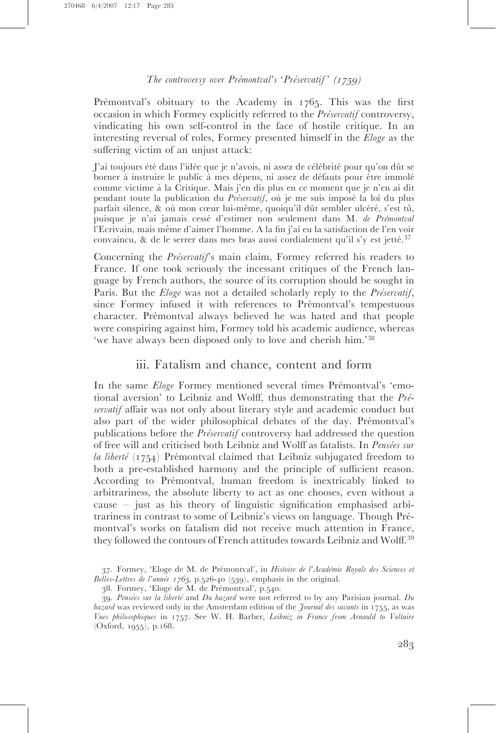Prémontval's obituary to the Academy in 1765. This was the first occasion in which Formey explicitly referred to the *Préservatif* controversy, vindicating his own self-control in the face of hostile critique. In an interesting reversal of roles, Formey presented himself in the *Eloge* as the suffering victim of an unjust attack:

> J'ai toujours été dans l'idée que je n'avois, ni assez de célébrité pour qu'on dût se borner à instruire le public à mes dépens, ni assez de défauts pour être immolé comme victime à la Critique. Mais j'en dis plus en ce moment que je n'en ai dit pendant toute la publication du *Préservatif*, où je me suis imposé la loi du plus parfait silence, & où mon cœur lui-même, quoiqu'il dût sembler ulcéré, s'est tû, puisque je n'ai jamais cessé d'estimer non seulement dans M. *de Prémontval* l'Ecrivain, mais même d'aimer l'homme. A la fin j'ai eu la satisfaction de l'en voir convaincu, & de le serrer dans mes bras aussi cordialement qu'il s'y est jetté.[37]

Concerning the *Préservatif*'s main claim, Formey referred his readers to France. If one took seriously the incessant critiques of the French language by French authors, the source of its corruption should be sought in Paris. But the *Eloge* was not a detailed scholarly reply to the *Préservatif*, since Formey infused it with references to Prémontval's tempestuous character. Prémontval always believed he was hated and that people were conspiring against him, Formey told his academic audience, whereas 'we have always been disposed only to love and cherish him.'[38]

## iii. Fatalism and chance, content and form

In the same *Eloge* Formey mentioned several times Prémontval's 'emotional aversion' to Leibniz and Wolff, thus demonstrating that the *Préservatif* affair was not only about literary style and academic conduct but also part of the wider philosophical debates of the day. Prémontval's publications before the *Préservatif* controversy had addressed the question of free will and criticised both Leibniz and Wolff as fatalists. In *Pensées sur la liberté* (1754) Prémontval claimed that Leibniz subjugated freedom to both a pre-established harmony and the principle of sufficient reason. According to Prémontval, human freedom is inextricably linked to arbitrariness, the absolute liberty to act as one chooses, even without a cause – just as his theory of linguistic signification emphasised arbitrariness in contrast to some of Leibniz's views on language. Though Prémontval's works on fatalism did not receive much attention in France, they followed the contours of French attitudes towards Leibniz and Wolff.[39]

---

37. Formey, 'Eloge de M. de Prémontval', in *Histoire de l'Académie Royale des Sciences et Belles-Lettres de l'année 1765*, p.526-40 (539), emphasis in the original.

38. Formey, 'Eloge de M. de Prémontval', p.540.

39. *Pensées sur la liberté* and *Du hazard* were not referred to by any Parisian journal. *Du hazard* was reviewed only in the Amsterdam edition of the *Journal des savants* in 1755, as was *Vues philosophiques* in 1757. See W. H. Barber, *Leibniz in France from Arnauld to Voltaire* (Oxford, 1955), p.168.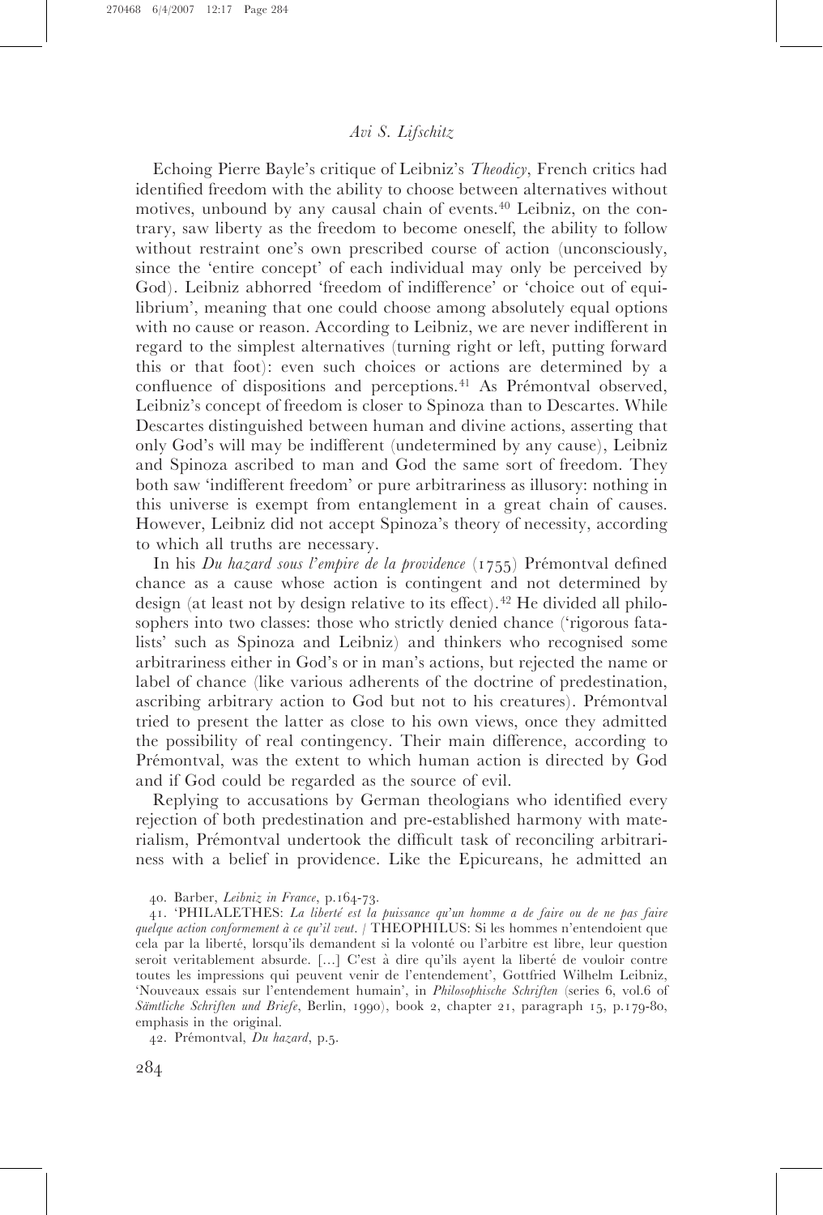Echoing Pierre Bayle's critique of Leibniz's *Theodicy*, French critics had identified freedom with the ability to choose between alternatives without motives, unbound by any causal chain of events.[40] Leibniz, on the contrary, saw liberty as the freedom to become oneself, the ability to follow without restraint one's own prescribed course of action (unconsciously, since the 'entire concept' of each individual may only be perceived by God). Leibniz abhorred 'freedom of indifference' or 'choice out of equilibrium', meaning that one could choose among absolutely equal options with no cause or reason. According to Leibniz, we are never indifferent in regard to the simplest alternatives (turning right or left, putting forward this or that foot): even such choices or actions are determined by a confluence of dispositions and perceptions.[41] As Prémontval observed, Leibniz's concept of freedom is closer to Spinoza than to Descartes. While Descartes distinguished between human and divine actions, asserting that only God's will may be indifferent (undetermined by any cause), Leibniz and Spinoza ascribed to man and God the same sort of freedom. They both saw 'indifferent freedom' or pure arbitrariness as illusory: nothing in this universe is exempt from entanglement in a great chain of causes. However, Leibniz did not accept Spinoza's theory of necessity, according to which all truths are necessary.

In his *Du hazard sous l'empire de la providence* (1755) Prémontval defined chance as a cause whose action is contingent and not determined by design (at least not by design relative to its effect).[42] He divided all philosophers into two classes: those who strictly denied chance ('rigorous fatalists' such as Spinoza and Leibniz) and thinkers who recognised some arbitrariness either in God's or in man's actions, but rejected the name or label of chance (like various adherents of the doctrine of predestination, ascribing arbitrary action to God but not to his creatures). Prémontval tried to present the latter as close to his own views, once they admitted the possibility of real contingency. Their main difference, according to Prémontval, was the extent to which human action is directed by God and if God could be regarded as the source of evil.

Replying to accusations by German theologians who identified every rejection of both predestination and pre-established harmony with materialism, Prémontval undertook the difficult task of reconciling arbitrariness with a belief in providence. Like the Epicureans, he admitted an

---

40. Barber, *Leibniz in France*, p.164-73.

41. 'PHILALETHES: *La liberté est la puissance qu'un homme a de faire ou de ne pas faire quelque action conformement à ce qu'il veut.* / THEOPHILUS: Si les hommes n'entendoient que cela par la liberté, lorsqu'ils demandent si la volonté ou l'arbitre est libre, leur question seroit veritablement absurde. [...] C'est à dire qu'ils ayent la liberté de vouloir contre toutes les impressions qui peuvent venir de l'entendement', Gottfried Wilhelm Leibniz, 'Nouveaux essais sur l'entendement humain', in *Philosophische Schriften* (series 6, vol.6 of *Sämtliche Schriften und Briefe*, Berlin, 1990), book 2, chapter 21, paragraph 15, p.179-80, emphasis in the original.

42. Prémontval, *Du hazard*, p.5.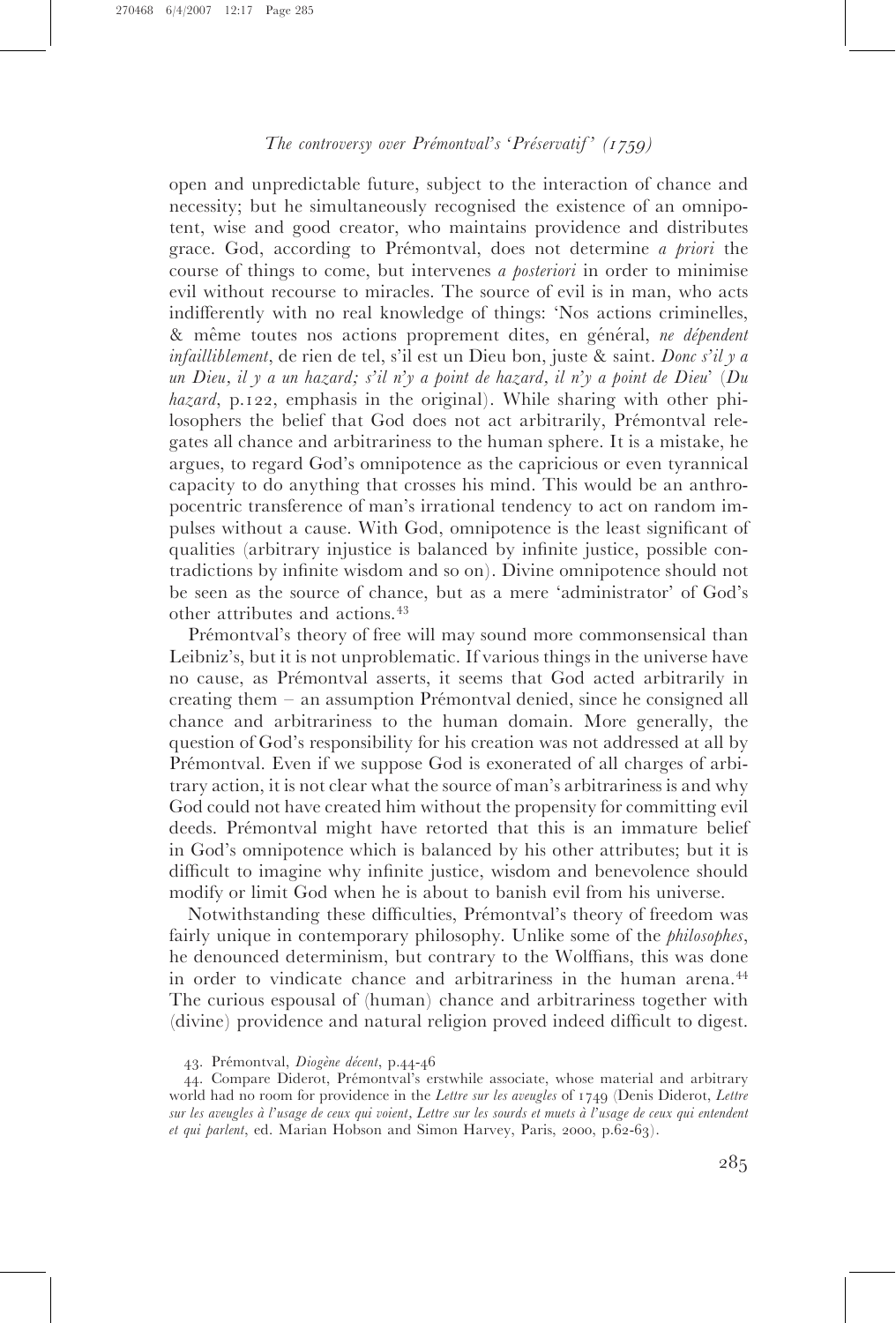open and unpredictable future, subject to the interaction of chance and necessity; but he simultaneously recognised the existence of an omnipotent, wise and good creator, who maintains providence and distributes grace. God, according to Prémontval, does not determine *a priori* the course of things to come, but intervenes *a posteriori* in order to minimise evil without recourse to miracles. The source of evil is in man, who acts indifferently with no real knowledge of things: 'Nos actions criminelles, & même toutes nos actions proprement dites, en général, *ne dépendent infailliblement*, de rien de tel, s'il est un Dieu bon, juste & saint. *Donc s'il y a un Dieu, il y a un hazard; s'il n'y a point de hazard, il n'y a point de Dieu*' (*Du hazard*, p.122, emphasis in the original). While sharing with other philosophers the belief that God does not act arbitrarily, Prémontval relegates all chance and arbitrariness to the human sphere. It is a mistake, he argues, to regard God's omnipotence as the capricious or even tyrannical capacity to do anything that crosses his mind. This would be an anthropocentric transference of man's irrational tendency to act on random impulses without a cause. With God, omnipotence is the least significant of qualities (arbitrary injustice is balanced by infinite justice, possible contradictions by infinite wisdom and so on). Divine omnipotence should not be seen as the source of chance, but as a mere 'administrator' of God's other attributes and actions.[43]

Prémontval's theory of free will may sound more commonsensical than Leibniz's, but it is not unproblematic. If various things in the universe have no cause, as Prémontval asserts, it seems that God acted arbitrarily in creating them – an assumption Prémontval denied, since he consigned all chance and arbitrariness to the human domain. More generally, the question of God's responsibility for his creation was not addressed at all by Prémontval. Even if we suppose God is exonerated of all charges of arbitrary action, it is not clear what the source of man's arbitrariness is and why God could not have created him without the propensity for committing evil deeds. Prémontval might have retorted that this is an immature belief in God's omnipotence which is balanced by his other attributes; but it is difficult to imagine why infinite justice, wisdom and benevolence should modify or limit God when he is about to banish evil from his universe.

Notwithstanding these difficulties, Prémontval's theory of freedom was fairly unique in contemporary philosophy. Unlike some of the *philosophes*, he denounced determinism, but contrary to the Wolffians, this was done in order to vindicate chance and arbitrariness in the human arena.[44] The curious espousal of (human) chance and arbitrariness together with (divine) providence and natural religion proved indeed difficult to digest.

43. Prémontval, *Diogène décent*, p.44-46

44. Compare Diderot, Prémontval's erstwhile associate, whose material and arbitrary world had no room for providence in the *Lettre sur les aveugles* of 1749 (Denis Diderot, *Lettre sur les aveugles à l'usage de ceux qui voient*, *Lettre sur les sourds et muets à l'usage de ceux qui entendent et qui parlent*, ed. Marian Hobson and Simon Harvey, Paris, 2000, p.62-63).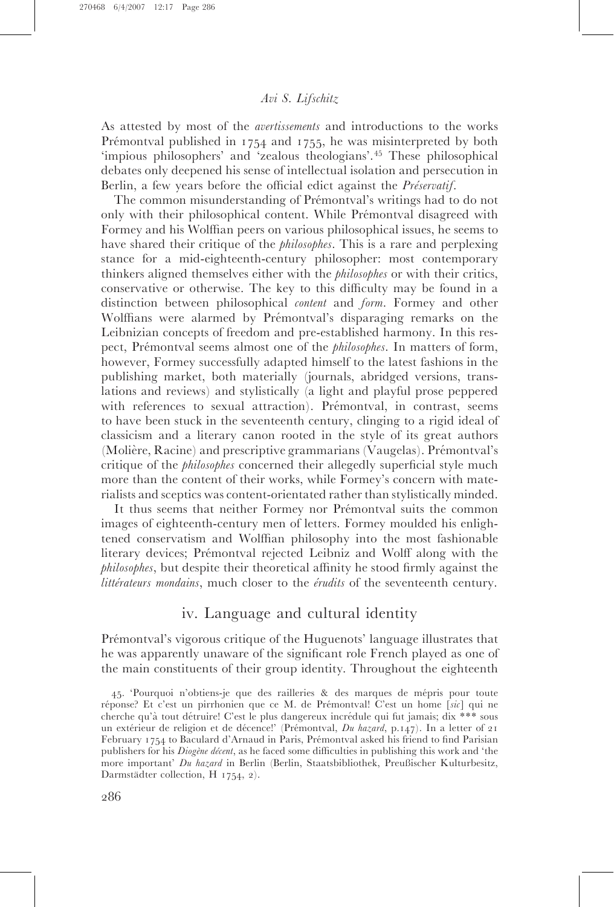As attested by most of the *avertissements* and introductions to the works Prémontval published in 1754 and 1755, he was misinterpreted by both 'impious philosophers' and 'zealous theologians'.[45] These philosophical debates only deepened his sense of intellectual isolation and persecution in Berlin, a few years before the official edict against the *Préservatif*.

The common misunderstanding of Prémontval's writings had to do not only with their philosophical content. While Prémontval disagreed with Formey and his Wolffian peers on various philosophical issues, he seems to have shared their critique of the *philosophes*. This is a rare and perplexing stance for a mid-eighteenth-century philosopher: most contemporary thinkers aligned themselves either with the *philosophes* or with their critics, conservative or otherwise. The key to this difficulty may be found in a distinction between philosophical *content* and *form*. Formey and other Wolffians were alarmed by Prémontval's disparaging remarks on the Leibnizian concepts of freedom and pre-established harmony. In this respect, Prémontval seems almost one of the *philosophes*. In matters of form, however, Formey successfully adapted himself to the latest fashions in the publishing market, both materially (journals, abridged versions, translations and reviews) and stylistically (a light and playful prose peppered with references to sexual attraction). Prémontval, in contrast, seems to have been stuck in the seventeenth century, clinging to a rigid ideal of classicism and a literary canon rooted in the style of its great authors (Molière, Racine) and prescriptive grammarians (Vaugelas). Prémontval's critique of the *philosophes* concerned their allegedly superficial style much more than the content of their works, while Formey's concern with materialists and sceptics was content-orientated rather than stylistically minded.

It thus seems that neither Formey nor Prémontval suits the common images of eighteenth-century men of letters. Formey moulded his enlightened conservatism and Wolffian philosophy into the most fashionable literary devices; Prémontval rejected Leibniz and Wolff along with the *philosophes*, but despite their theoretical affinity he stood firmly against the *littérateurs mondains*, much closer to the *érudits* of the seventeenth century.

## iv. Language and cultural identity

Prémontval's vigorous critique of the Huguenots' language illustrates that he was apparently unaware of the significant role French played as one of the main constituents of their group identity. Throughout the eighteenth

45. 'Pourquoi n'obtiens-je que des railleries & des marques de mépris pour toute réponse? Et c'est un pirrhonien que ce M. de Prémontval! C'est un home [*sic*] qui ne cherche qu'à tout détruire! C'est le plus dangereux incrédule qui fut jamais; dix *** sous un extérieur de religion et de décence!' (Prémontval, *Du hazard*, p.147). In a letter of 21 February 1754 to Baculard d'Arnaud in Paris, Prémontval asked his friend to find Parisian publishers for his *Diogène décent*, as he faced some difficulties in publishing this work and 'the more important' *Du hazard* in Berlin (Berlin, Staatsbibliothek, Preußischer Kulturbesitz, Darmstädter collection, H 1754, 2).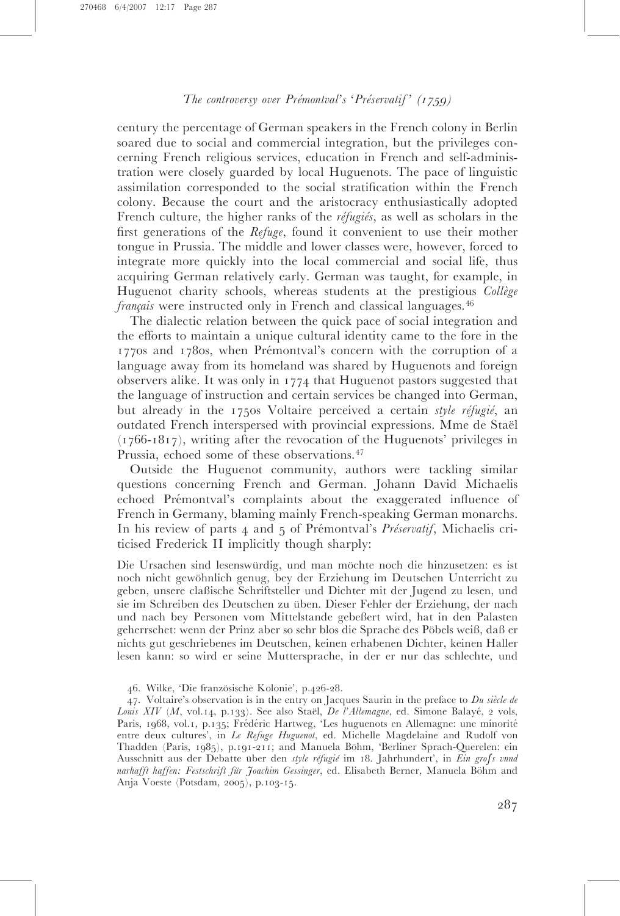century the percentage of German speakers in the French colony in Berlin soared due to social and commercial integration, but the privileges concerning French religious services, education in French and self-administration were closely guarded by local Huguenots. The pace of linguistic assimilation corresponded to the social stratification within the French colony. Because the court and the aristocracy enthusiastically adopted French culture, the higher ranks of the *réfugiés*, as well as scholars in the first generations of the *Refuge*, found it convenient to use their mother tongue in Prussia. The middle and lower classes were, however, forced to integrate more quickly into the local commercial and social life, thus acquiring German relatively early. German was taught, for example, in Huguenot charity schools, whereas students at the prestigious *Collège français* were instructed only in French and classical languages.[46]

The dialectic relation between the quick pace of social integration and the efforts to maintain a unique cultural identity came to the fore in the 1770s and 1780s, when Prémontval's concern with the corruption of a language away from its homeland was shared by Huguenots and foreign observers alike. It was only in 1774 that Huguenot pastors suggested that the language of instruction and certain services be changed into German, but already in the 1750s Voltaire perceived a certain *style réfugié*, an outdated French interspersed with provincial expressions. Mme de Staël (1766-1817), writing after the revocation of the Huguenots' privileges in Prussia, echoed some of these observations.[47]

Outside the Huguenot community, authors were tackling similar questions concerning French and German. Johann David Michaelis echoed Prémontval's complaints about the exaggerated influence of French in Germany, blaming mainly French-speaking German monarchs. In his review of parts 4 and 5 of Prémontval's *Préservatif*, Michaelis criticised Frederick II implicitly though sharply:

> Die Ursachen sind lesenswürdig, und man möchte noch die hinzusetzen: es ist noch nicht gewöhnlich genug, bey der Erziehung im Deutschen Unterricht zu geben, unsere claßische Schriftsteller und Dichter mit der Jugend zu lesen, und sie im Schreiben des Deutschen zu üben. Dieser Fehler der Erziehung, der nach und nach bey Personen vom Mittelstande gebeßert wird, hat in den Palasten geherrschet: wenn der Prinz aber so sehr blos die Sprache des Pöbels weiß, daß er nichts gut geschriebenes im Deutschen, keinen erhabenen Dichter, keinen Haller lesen kann: so wird er seine Muttersprache, in der er nur das schlechte, und

46. Wilke, 'Die französische Kolonie', p.426-28.

47. Voltaire's observation is in the entry on Jacques Saurin in the preface to *Du siècle de Louis XIV* (*M*, vol.14, p.133). See also Staël, *De l'Allemagne*, ed. Simone Balayé, 2 vols, Paris, 1968, vol.1, p.135; Frédéric Hartweg, 'Les huguenots en Allemagne: une minorité entre deux cultures', in *Le Refuge Huguenot*, ed. Michelle Magdelaine and Rudolf von Thadden (Paris, 1985), p.191-211; and Manuela Böhm, 'Berliner Sprach-Querelen: ein Ausschnitt aus der Debatte über den *style réfugié* im 18. Jahrhundert', in *Ein groſs vnnd narhafft haffen: Festschrift für Joachim Gessinger*, ed. Elisabeth Berner, Manuela Böhm and Anja Voeste (Potsdam, 2005), p.103-15.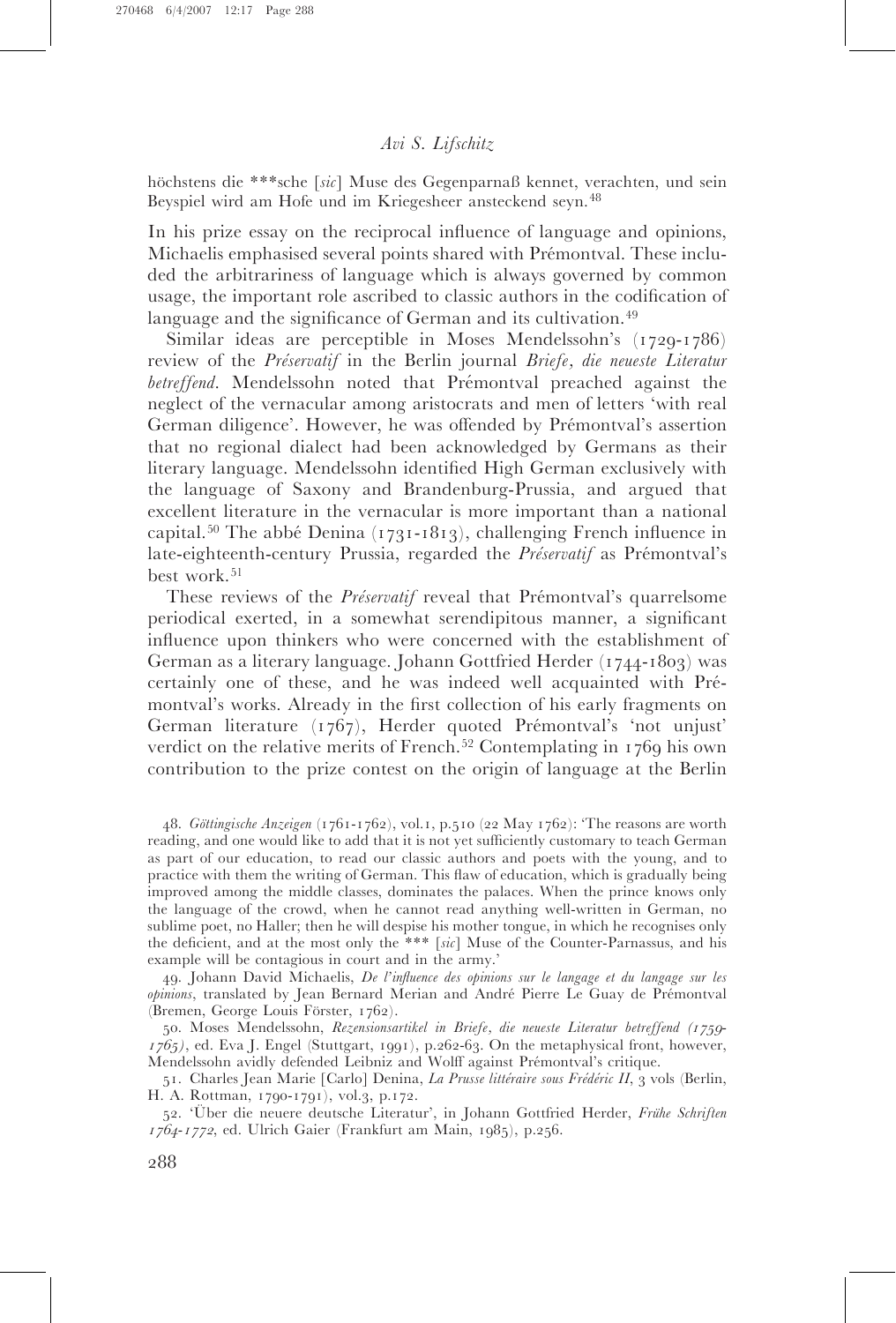höchstens die ***sche [*sic*] Muse des Gegenparnaß kennet, verachten, und sein Beyspiel wird am Hofe und im Kriegesheer ansteckend seyn.[48]

In his prize essay on the reciprocal influence of language and opinions, Michaelis emphasised several points shared with Prémontval. These included the arbitrariness of language which is always governed by common usage, the important role ascribed to classic authors in the codification of language and the significance of German and its cultivation.[49]

Similar ideas are perceptible in Moses Mendelssohn's (1729-1786) review of the *Préservatif* in the Berlin journal *Briefe, die neueste Literatur betreffend*. Mendelssohn noted that Prémontval preached against the neglect of the vernacular among aristocrats and men of letters 'with real German diligence'. However, he was offended by Prémontval's assertion that no regional dialect had been acknowledged by Germans as their literary language. Mendelssohn identified High German exclusively with the language of Saxony and Brandenburg-Prussia, and argued that excellent literature in the vernacular is more important than a national capital.[50] The abbé Denina (1731-1813), challenging French influence in late-eighteenth-century Prussia, regarded the *Préservatif* as Prémontval's best work.[51]

These reviews of the *Préservatif* reveal that Prémontval's quarrelsome periodical exerted, in a somewhat serendipitous manner, a significant influence upon thinkers who were concerned with the establishment of German as a literary language. Johann Gottfried Herder (1744-1803) was certainly one of these, and he was indeed well acquainted with Prémontval's works. Already in the first collection of his early fragments on German literature (1767), Herder quoted Prémontval's 'not unjust' verdict on the relative merits of French.[52] Contemplating in 1769 his own contribution to the prize contest on the origin of language at the Berlin

48. *Göttingische Anzeigen* (1761-1762), vol.1, p.510 (22 May 1762): 'The reasons are worth reading, and one would like to add that it is not yet sufficiently customary to teach German as part of our education, to read our classic authors and poets with the young, and to practice with them the writing of German. This flaw of education, which is gradually being improved among the middle classes, dominates the palaces. When the prince knows only the language of the crowd, when he cannot read anything well-written in German, no sublime poet, no Haller; then he will despise his mother tongue, in which he recognises only the deficient, and at the most only the *** [*sic*] Muse of the Counter-Parnassus, and his example will be contagious in court and in the army.'

49. Johann David Michaelis, *De l'influence des opinions sur le langage et du langage sur les opinions*, translated by Jean Bernard Merian and André Pierre Le Guay de Prémontval (Bremen, George Louis Förster, 1762).

50. Moses Mendelssohn, *Rezensionsartikel in Briefe, die neueste Literatur betreffend (1759-1765)*, ed. Eva J. Engel (Stuttgart, 1991), p.262-63. On the metaphysical front, however, Mendelssohn avidly defended Leibniz and Wolff against Prémontval's critique.

51. Charles Jean Marie [Carlo] Denina, *La Prusse littéraire sous Frédéric II*, 3 vols (Berlin, H. A. Rottman, 1790-1791), vol.3, p.172.

52. 'Über die neuere deutsche Literatur', in Johann Gottfried Herder, *Frühe Schriften 1764-1772*, ed. Ulrich Gaier (Frankfurt am Main, 1985), p.256.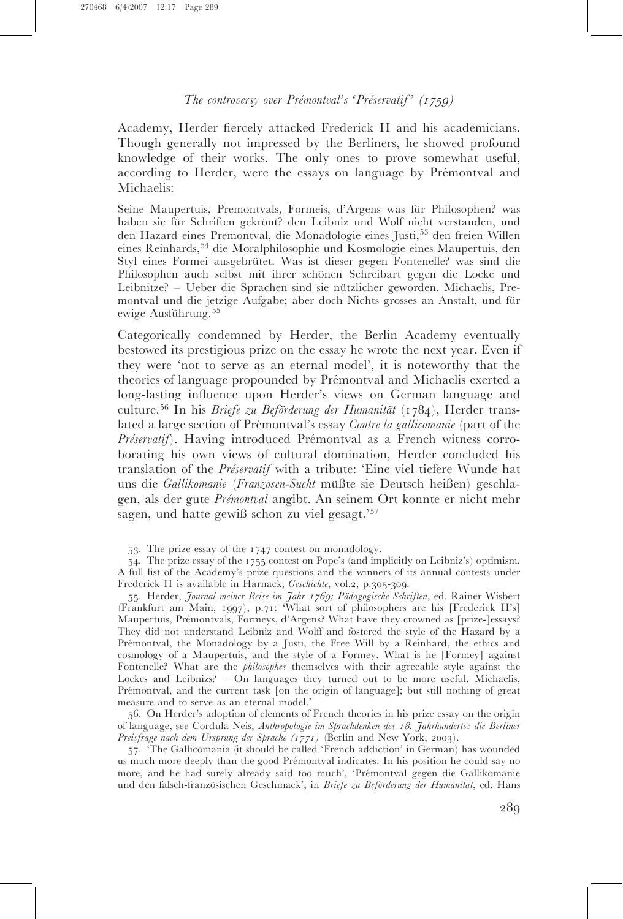Academy, Herder fiercely attacked Frederick II and his academicians. Though generally not impressed by the Berliners, he showed profound knowledge of their works. The only ones to prove somewhat useful, according to Herder, were the essays on language by Prémontval and Michaelis:

> Seine Maupertuis, Premontvals, Formeis, d'Argens was für Philosophen? was haben sie für Schriften gekrönt? den Leibniz und Wolf nicht verstanden, und den Hazard eines Premontval, die Monadologie eines Justi,[53] den freien Willen eines Reinhards,[54] die Moralphilosophie und Kosmologie eines Maupertuis, den Styl eines Formei ausgebrütet. Was ist dieser gegen Fontenelle? was sind die Philosophen auch selbst mit ihrer schönen Schreibart gegen die Locke und Leibnitze? – Ueber die Sprachen sind sie nützlicher geworden. Michaelis, Premontval und die jetzige Aufgabe; aber doch Nichts grosses an Anstalt, und für ewige Ausführung.[55]

Categorically condemned by Herder, the Berlin Academy eventually bestowed its prestigious prize on the essay he wrote the next year. Even if they were 'not to serve as an eternal model', it is noteworthy that the theories of language propounded by Prémontval and Michaelis exerted a long-lasting influence upon Herder's views on German language and culture.[56] In his *Briefe zu Beförderung der Humanität* (1784), Herder translated a large section of Prémontval's essay *Contre la gallicomanie* (part of the *Préservatif*). Having introduced Prémontval as a French witness corroborating his own views of cultural domination, Herder concluded his translation of the *Préservatif* with a tribute: 'Eine viel tiefere Wunde hat uns die *Gallikomanie* (*Franzosen-Sucht* müßte sie Deutsch heißen) geschlagen, als der gute *Prémontval* angibt. An seinem Ort konnte er nicht mehr sagen, und hatte gewiß schon zu viel gesagt.'[57]

53. The prize essay of the 1747 contest on monadology.

54. The prize essay of the 1755 contest on Pope's (and implicitly on Leibniz's) optimism. A full list of the Academy's prize questions and the winners of its annual contests under Frederick II is available in Harnack, *Geschichte*, vol.2, p.305-309.

55. Herder, *Journal meiner Reise im Jahr 1769; Pädagogische Schriften*, ed. Rainer Wisbert (Frankfurt am Main, 1997), p.71: 'What sort of philosophers are his [Frederick II's] Maupertuis, Prémontvals, Formeys, d'Argens? What have they crowned as [prize-]essays? They did not understand Leibniz and Wolff and fostered the style of the Hazard by a Prémontval, the Monadology by a Justi, the Free Will by a Reinhard, the ethics and cosmology of a Maupertuis, and the style of a Formey. What is he [Formey] against Fontenelle? What are the *philosophes* themselves with their agreeable style against the Lockes and Leibnizs? – On languages they turned out to be more useful. Michaelis, Prémontval, and the current task [on the origin of language]; but still nothing of great measure and to serve as an eternal model.'

56. On Herder's adoption of elements of French theories in his prize essay on the origin of language, see Cordula Neis, *Anthropologie im Sprachdenken des 18. Jahrhunderts: die Berliner Preisfrage nach dem Ursprung der Sprache (1771)* (Berlin and New York, 2003).

57. 'The Gallicomania (it should be called 'French addiction' in German) has wounded us much more deeply than the good Prémontval indicates. In his position he could say no more, and he had surely already said too much', 'Prémontval gegen die Gallikomanie und den falsch-französischen Geschmack', in *Briefe zu Beförderung der Humanität*, ed. Hans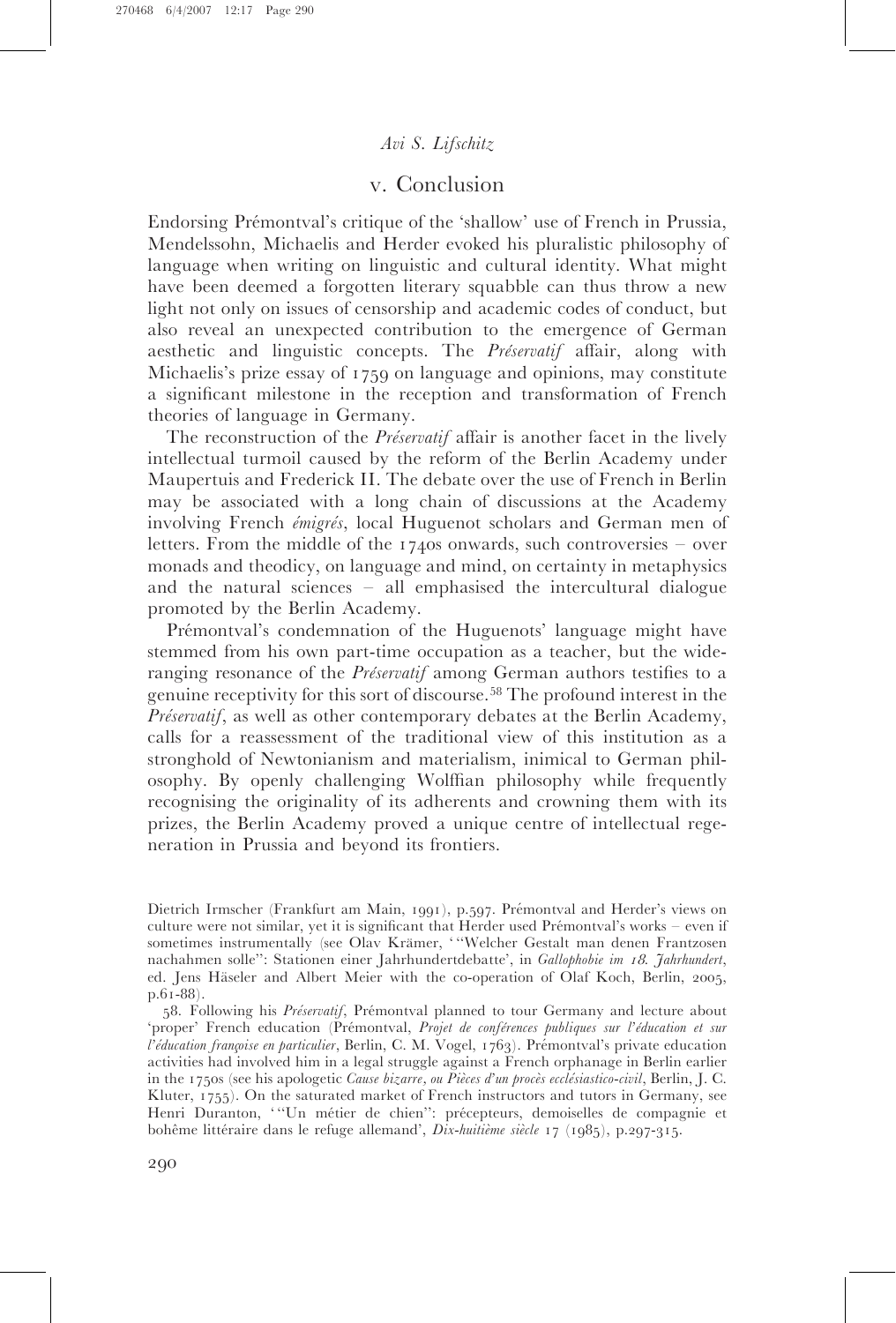## v. Conclusion

Endorsing Prémontval's critique of the 'shallow' use of French in Prussia, Mendelssohn, Michaelis and Herder evoked his pluralistic philosophy of language when writing on linguistic and cultural identity. What might have been deemed a forgotten literary squabble can thus throw a new light not only on issues of censorship and academic codes of conduct, but also reveal an unexpected contribution to the emergence of German aesthetic and linguistic concepts. The *Préservatif* affair, along with Michaelis's prize essay of 1759 on language and opinions, may constitute a significant milestone in the reception and transformation of French theories of language in Germany.

The reconstruction of the *Préservatif* affair is another facet in the lively intellectual turmoil caused by the reform of the Berlin Academy under Maupertuis and Frederick II. The debate over the use of French in Berlin may be associated with a long chain of discussions at the Academy involving French *émigrés*, local Huguenot scholars and German men of letters. From the middle of the 1740s onwards, such controversies – over monads and theodicy, on language and mind, on certainty in metaphysics and the natural sciences – all emphasised the intercultural dialogue promoted by the Berlin Academy.

Prémontval's condemnation of the Huguenots' language might have stemmed from his own part-time occupation as a teacher, but the wide-ranging resonance of the *Préservatif* among German authors testifies to a genuine receptivity for this sort of discourse.[58] The profound interest in the *Préservatif*, as well as other contemporary debates at the Berlin Academy, calls for a reassessment of the traditional view of this institution as a stronghold of Newtonianism and materialism, inimical to German philosophy. By openly challenging Wolffian philosophy while frequently recognising the originality of its adherents and crowning them with its prizes, the Berlin Academy proved a unique centre of intellectual regeneration in Prussia and beyond its frontiers.

---

Dietrich Irmscher (Frankfurt am Main, 1991), p.597. Prémontval and Herder's views on culture were not similar, yet it is significant that Herder used Prémontval's works – even if sometimes instrumentally (see Olav Krämer, '"Welcher Gestalt man denen Frantzosen nachahmen solle": Stationen einer Jahrhundertdebatte', in *Gallophobie im 18. Jahrhundert*, ed. Jens Häseler and Albert Meier with the co-operation of Olaf Koch, Berlin, 2005, p.61-88).

58. Following his *Préservatif*, Prémontval planned to tour Germany and lecture about 'proper' French education (Prémontval, *Projet de conférences publiques sur l'éducation et sur l'éducation françoise en particulier*, Berlin, C. M. Vogel, 1763). Prémontval's private education activities had involved him in a legal struggle against a French orphanage in Berlin earlier in the 1750s (see his apologetic *Cause bizarre, ou Pièces d'un procès ecclésiastico-civil*, Berlin, J. C. Kluter, 1755). On the saturated market of French instructors and tutors in Germany, see Henri Duranton, '"Un métier de chien": précepteurs, demoiselles de compagnie et bohême littéraire dans le refuge allemand', *Dix-huitième siècle* 17 (1985), p.297-315.